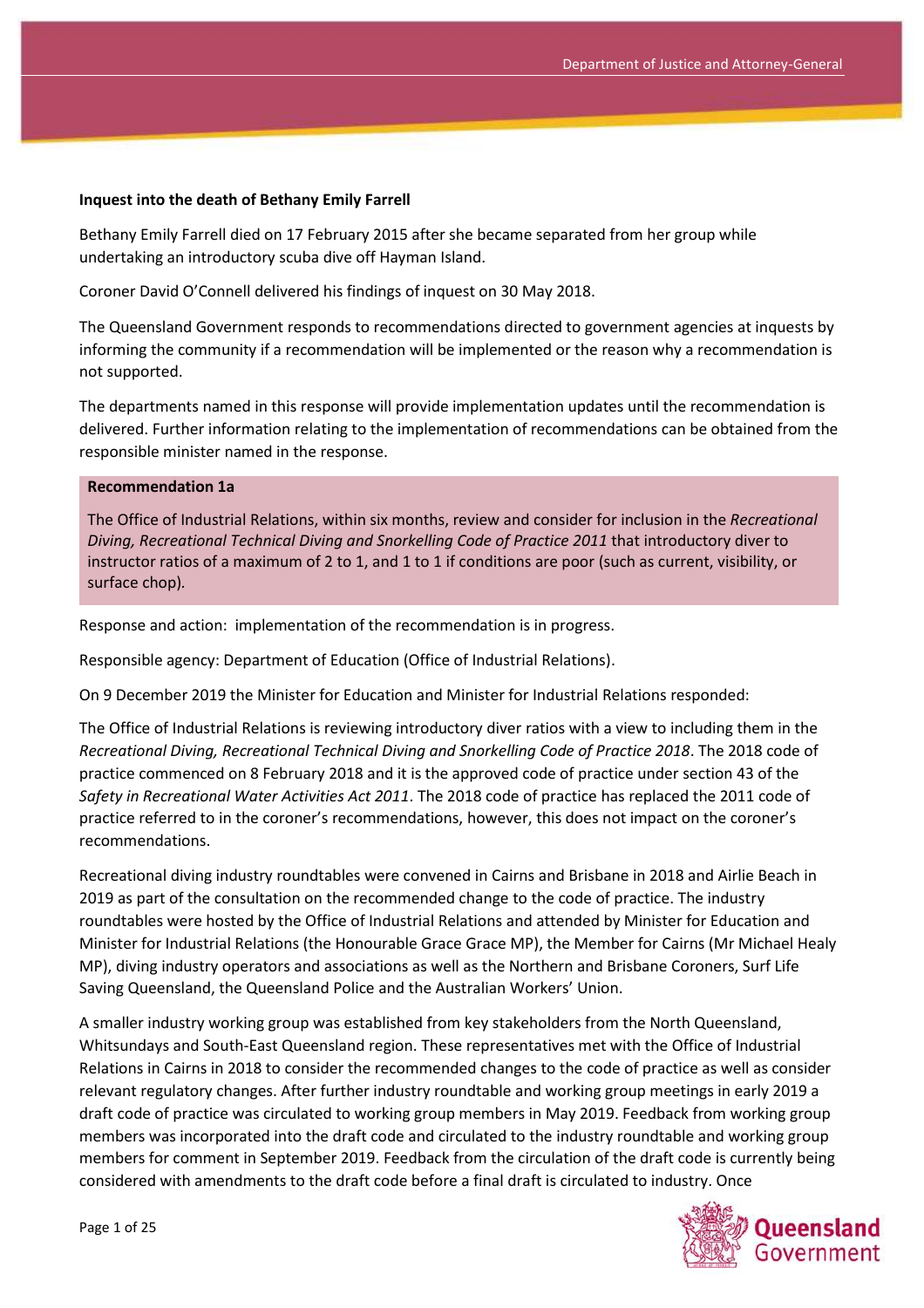**Inquest into the death of Bethany Emily Farrell**

Bethany Emily Farrell died on 17 February 2015 after she became separated from her group while undertaking an introductory scuba dive off Hayman Island.

Coroner David O'Connell delivered his findings of inquest on 30 May 2018.

The Queensland Government responds to recommendations directed to government agencies at inquests by informing the community if a recommendation will be implemented or the reason why a recommendation is not supported.

The departments named in this response will provide implementation updates until the recommendation is delivered. Further information relating to the implementation of recommendations can be obtained from the responsible minister named in the response.

**Recommendation 1a**

The Office of Industrial Relations, within six months, review and consider for inclusion in the *Recreational Diving, Recreational Technical Diving and Snorkelling Code of Practice 2011* that introductory diver to instructor ratios of a maximum of 2 to 1, and 1 to 1 if conditions are poor (such as current, visibility, or surface chop).

Response and action: implementation of the recommendation is in progress.

Responsible agency: Department of Education (Office of Industrial Relations).

On 9 December 2019 the Minister for Education and Minister for Industrial Relations responded:

The Office of Industrial Relations is reviewing introductory diver ratios with a view to including them in the *Recreational Diving, Recreational Technical Diving and Snorkelling Code of Practice 2018*. The 2018 code of practice commenced on 8 February 2018 and it is the approved code of practice under section 43 of the *Safety in Recreational Water Activities Act 2011*. The 2018 code of practice has replaced the 2011 code of practice referred to in the coroner's recommendations, however, this does not impact on the coroner's recommendations.

Recreational diving industry roundtables were convened in Cairns and Brisbane in 2018 and Airlie Beach in 2019 as part of the consultation on the recommended change to the code of practice. The industry roundtables were hosted by the Office of Industrial Relations and attended by Minister for Education and Minister for Industrial Relations (the Honourable Grace Grace MP), the Member for Cairns (Mr Michael Healy MP), diving industry operators and associations as well as the Northern and Brisbane Coroners, Surf Life Saving Queensland, the Queensland Police and the Australian Workers' Union.

A smaller industry working group was established from key stakeholders from the North Queensland, Whitsundays and South-East Queensland region. These representatives met with the Office of Industrial Relations in Cairns in 2018 to consider the recommended changes to the code of practice as well as consider relevant regulatory changes. After further industry roundtable and working group meetings in early 2019 a draft code of practice was circulated to working group members in May 2019. Feedback from working group members was incorporated into the draft code and circulated to the industry roundtable and working group members for comment in September 2019. Feedback from the circulation of the draft code is currently being considered with amendments to the draft code before a final draft is circulated to industry. Once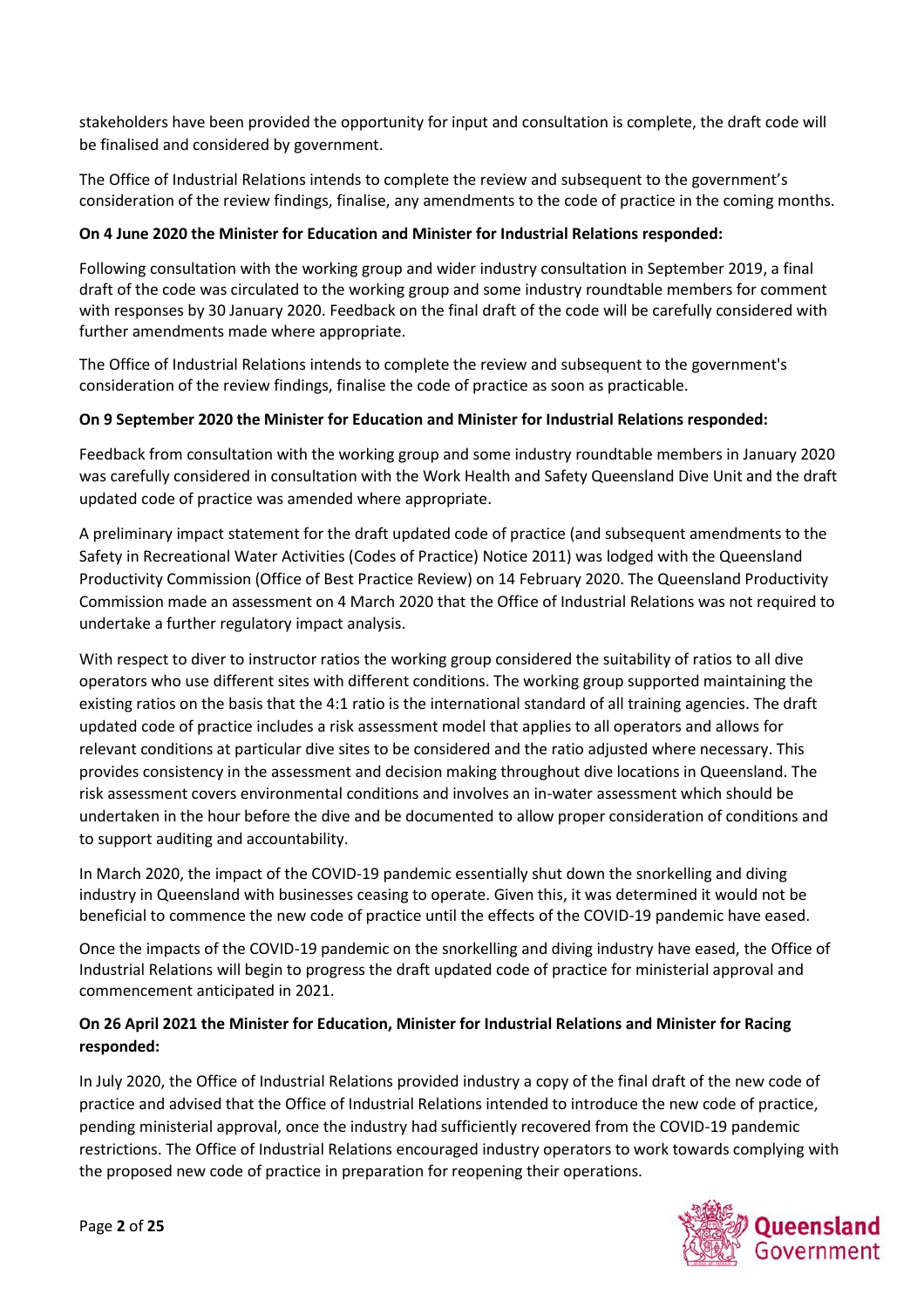stakeholders have been provided the opportunity for input and consultation is complete, the draft code will be finalised and considered by government.

The Office of Industrial Relations intends to complete the review and subsequent to the government's consideration of the review findings, finalise, any amendments to the code of practice in the coming months.

**On 4 June 2020 the Minister for Education and Minister for Industrial Relations responded:**

Following consultation with the working group and wider industry consultation in September 2019, a final draft of the code was circulated to the working group and some industry roundtable members for comment with responses by 30 January 2020. Feedback on the final draft of the code will be carefully considered with further amendments made where appropriate.

The Office of Industrial Relations intends to complete the review and subsequent to the government's consideration of the review findings, finalise the code of practice as soon as practicable.

**On 9 September 2020 the Minister for Education and Minister for Industrial Relations responded:**

Feedback from consultation with the working group and some industry roundtable members in January 2020 was carefully considered in consultation with the Work Health and Safety Queensland Dive Unit and the draft updated code of practice was amended where appropriate.

A preliminary impact statement for the draft updated code of practice (and subsequent amendments to the Safety in Recreational Water Activities (Codes of Practice) Notice 2011) was lodged with the Queensland Productivity Commission (Office of Best Practice Review) on 14 February 2020. The Queensland Productivity Commission made an assessment on 4 March 2020 that the Office of Industrial Relations was not required to undertake a further regulatory impact analysis.

With respect to diver to instructor ratios the working group considered the suitability of ratios to all dive operators who use different sites with different conditions. The working group supported maintaining the existing ratios on the basis that the 4:1 ratio is the international standard of all training agencies. The draft updated code of practice includes a risk assessment model that applies to all operators and allows for relevant conditions at particular dive sites to be considered and the ratio adjusted where necessary. This provides consistency in the assessment and decision making throughout dive locations in Queensland. The risk assessment covers environmental conditions and involves an in-water assessment which should be undertaken in the hour before the dive and be documented to allow proper consideration of conditions and to support auditing and accountability.

In March 2020, the impact of the COVID-19 pandemic essentially shut down the snorkelling and diving industry in Queensland with businesses ceasing to operate. Given this, it was determined it would not be beneficial to commence the new code of practice until the effects of the COVID-19 pandemic have eased.

Once the impacts of the COVID-19 pandemic on the snorkelling and diving industry have eased, the Office of Industrial Relations will begin to progress the draft updated code of practice for ministerial approval and commencement anticipated in 2021.

**On 26 April 2021 the Minister for Education, Minister for Industrial Relations and Minister for Racing responded:**

In July 2020, the Office of Industrial Relations provided industry a copy of the final draft of the new code of practice and advised that the Office of Industrial Relations intended to introduce the new code of practice, pending ministerial approval, once the industry had sufficiently recovered from the COVID-19 pandemic restrictions. The Office of Industrial Relations encouraged industry operators to work towards complying with the proposed new code of practice in preparation for reopening their operations.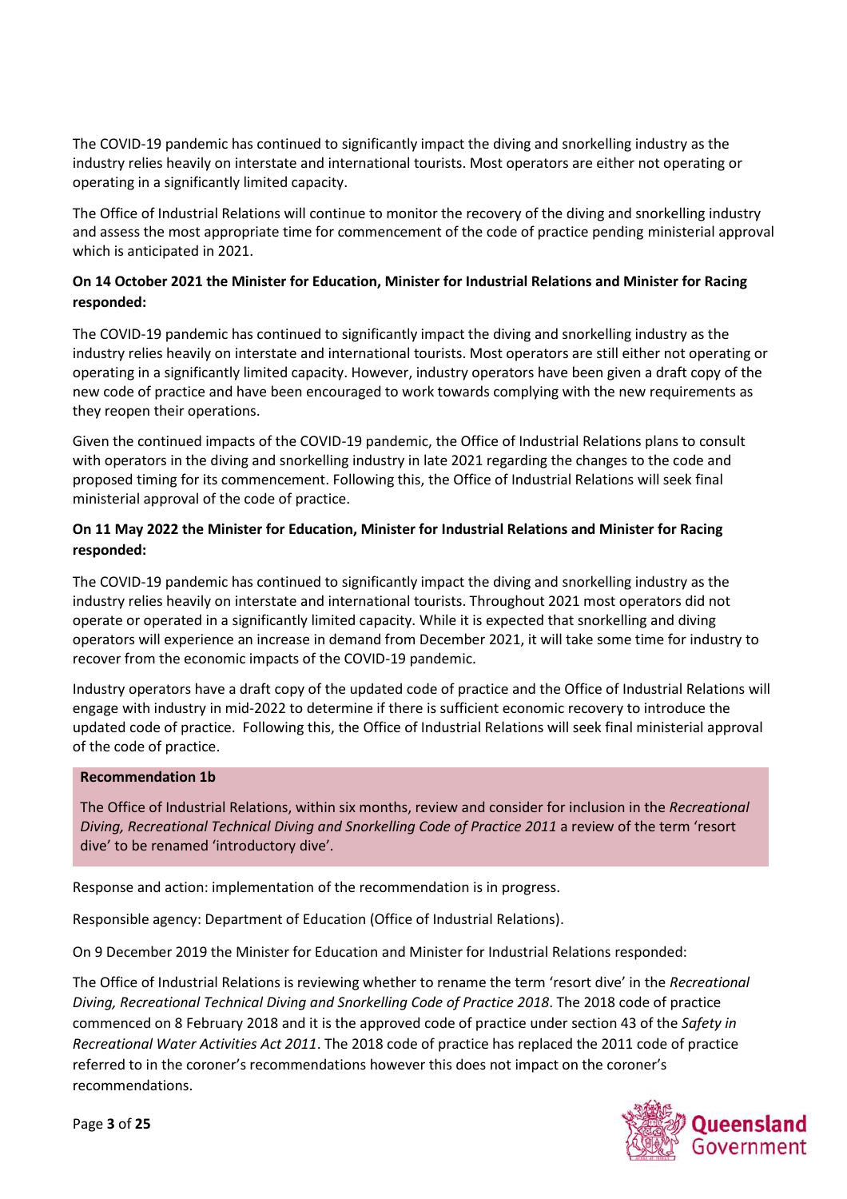The COVID-19 pandemic has continued to significantly impact the diving and snorkelling industry as the industry relies heavily on interstate and international tourists. Most operators are either not operating or operating in a significantly limited capacity.

The Office of Industrial Relations will continue to monitor the recovery of the diving and snorkelling industry and assess the most appropriate time for commencement of the code of practice pending ministerial approval which is anticipated in 2021.

**On 14 October 2021 the Minister for Education, Minister for Industrial Relations and Minister for Racing responded:**

The COVID-19 pandemic has continued to significantly impact the diving and snorkelling industry as the industry relies heavily on interstate and international tourists. Most operators are still either not operating or operating in a significantly limited capacity. However, industry operators have been given a draft copy of the new code of practice and have been encouraged to work towards complying with the new requirements as they reopen their operations.

Given the continued impacts of the COVID-19 pandemic, the Office of Industrial Relations plans to consult with operators in the diving and snorkelling industry in late 2021 regarding the changes to the code and proposed timing for its commencement. Following this, the Office of Industrial Relations will seek final ministerial approval of the code of practice.

**On 11 May 2022 the Minister for Education, Minister for Industrial Relations and Minister for Racing responded:**

The COVID-19 pandemic has continued to significantly impact the diving and snorkelling industry as the industry relies heavily on interstate and international tourists. Throughout 2021 most operators did not operate or operated in a significantly limited capacity. While it is expected that snorkelling and diving operators will experience an increase in demand from December 2021, it will take some time for industry to recover from the economic impacts of the COVID-19 pandemic.

Industry operators have a draft copy of the updated code of practice and the Office of Industrial Relations will engage with industry in mid-2022 to determine if there is sufficient economic recovery to introduce the updated code of practice. Following this, the Office of Industrial Relations will seek final ministerial approval of the code of practice.

**Recommendation 1b**

The Office of Industrial Relations, within six months, review and consider for inclusion in the *Recreational Diving, Recreational Technical Diving and Snorkelling Code of Practice 2011* a review of the term 'resort dive' to be renamed 'introductory dive'.

Response and action: implementation of the recommendation is in progress.

Responsible agency: Department of Education (Office of Industrial Relations).

On 9 December 2019 the Minister for Education and Minister for Industrial Relations responded:

The Office of Industrial Relations is reviewing whether to rename the term 'resort dive' in the *Recreational Diving, Recreational Technical Diving and Snorkelling Code of Practice 2018*. The 2018 code of practice commenced on 8 February 2018 and it is the approved code of practice under section 43 of the *Safety in Recreational Water Activities Act 2011*. The 2018 code of practice has replaced the 2011 code of practice referred to in the coroner's recommendations however this does not impact on the coroner's recommendations.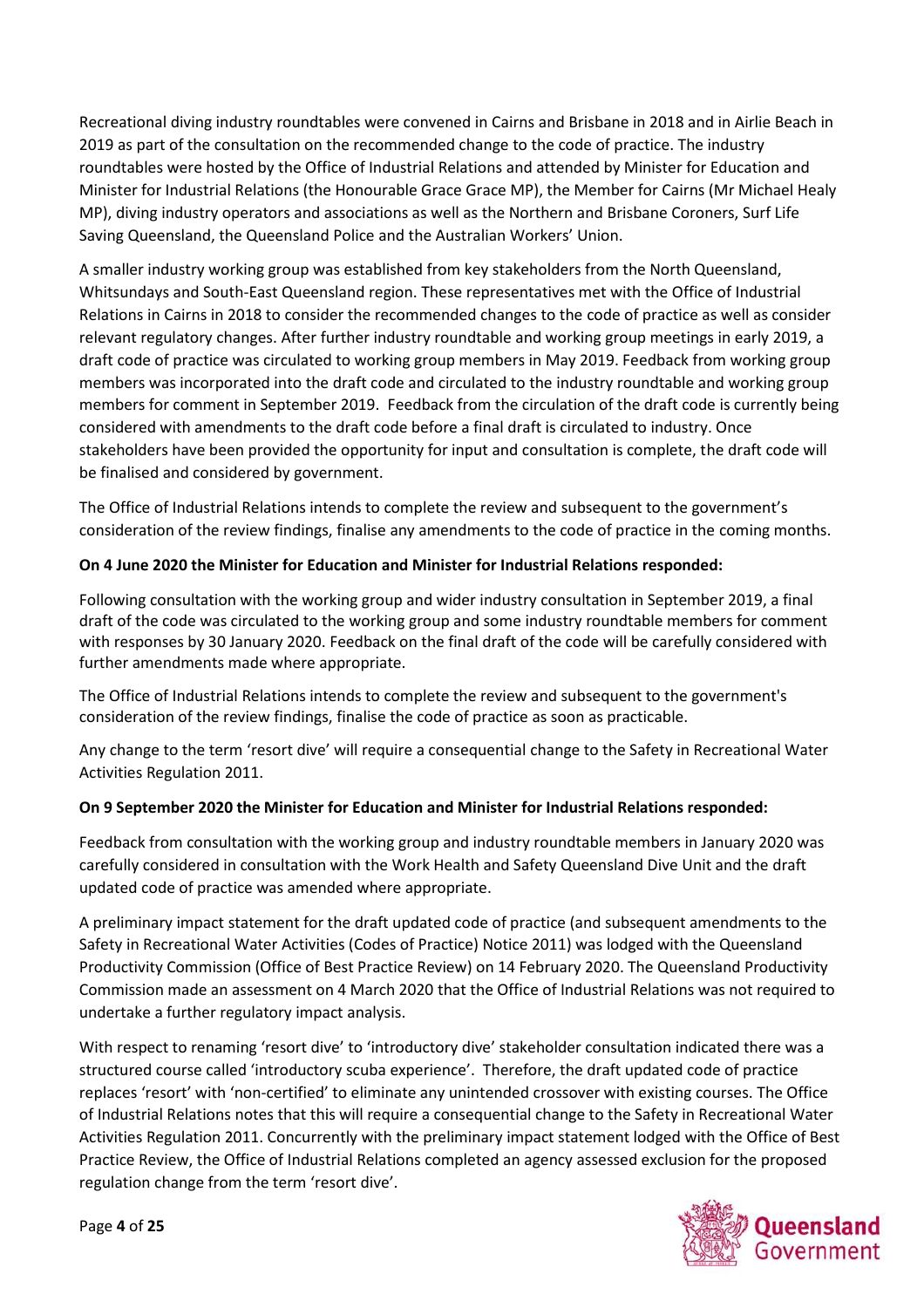Recreational diving industry roundtables were convened in Cairns and Brisbane in 2018 and in Airlie Beach in 2019 as part of the consultation on the recommended change to the code of practice. The industry roundtables were hosted by the Office of Industrial Relations and attended by Minister for Education and Minister for Industrial Relations (the Honourable Grace Grace MP), the Member for Cairns (Mr Michael Healy MP), diving industry operators and associations as well as the Northern and Brisbane Coroners, Surf Life Saving Queensland, the Queensland Police and the Australian Workers' Union.

A smaller industry working group was established from key stakeholders from the North Queensland, Whitsundays and South-East Queensland region. These representatives met with the Office of Industrial Relations in Cairns in 2018 to consider the recommended changes to the code of practice as well as consider relevant regulatory changes. After further industry roundtable and working group meetings in early 2019, a draft code of practice was circulated to working group members in May 2019. Feedback from working group members was incorporated into the draft code and circulated to the industry roundtable and working group members for comment in September 2019. Feedback from the circulation of the draft code is currently being considered with amendments to the draft code before a final draft is circulated to industry. Once stakeholders have been provided the opportunity for input and consultation is complete, the draft code will be finalised and considered by government.

The Office of Industrial Relations intends to complete the review and subsequent to the government's consideration of the review findings, finalise any amendments to the code of practice in the coming months.

**On 4 June 2020 the Minister for Education and Minister for Industrial Relations responded:**

Following consultation with the working group and wider industry consultation in September 2019, a final draft of the code was circulated to the working group and some industry roundtable members for comment with responses by 30 January 2020. Feedback on the final draft of the code will be carefully considered with further amendments made where appropriate.

The Office of Industrial Relations intends to complete the review and subsequent to the government's consideration of the review findings, finalise the code of practice as soon as practicable.

Any change to the term 'resort dive' will require a consequential change to the Safety in Recreational Water Activities Regulation 2011.

**On 9 September 2020 the Minister for Education and Minister for Industrial Relations responded:**

Feedback from consultation with the working group and industry roundtable members in January 2020 was carefully considered in consultation with the Work Health and Safety Queensland Dive Unit and the draft updated code of practice was amended where appropriate.

A preliminary impact statement for the draft updated code of practice (and subsequent amendments to the Safety in Recreational Water Activities (Codes of Practice) Notice 2011) was lodged with the Queensland Productivity Commission (Office of Best Practice Review) on 14 February 2020. The Queensland Productivity Commission made an assessment on 4 March 2020 that the Office of Industrial Relations was not required to undertake a further regulatory impact analysis.

With respect to renaming 'resort dive' to 'introductory dive' stakeholder consultation indicated there was a structured course called 'introductory scuba experience'. Therefore, the draft updated code of practice replaces 'resort' with 'non-certified' to eliminate any unintended crossover with existing courses. The Office of Industrial Relations notes that this will require a consequential change to the Safety in Recreational Water Activities Regulation 2011. Concurrently with the preliminary impact statement lodged with the Office of Best Practice Review, the Office of Industrial Relations completed an agency assessed exclusion for the proposed regulation change from the term 'resort dive'.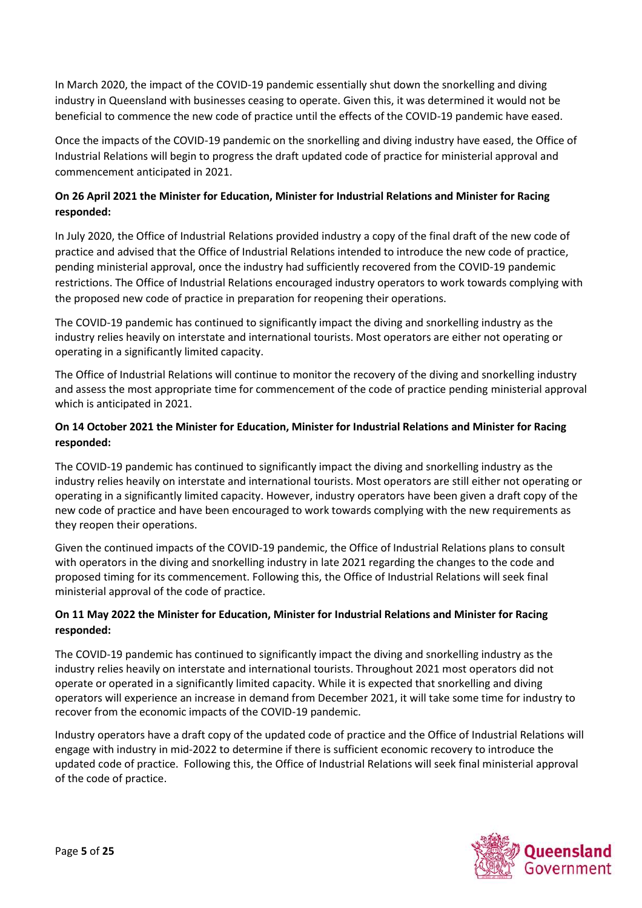In March 2020, the impact of the COVID-19 pandemic essentially shut down the snorkelling and diving industry in Queensland with businesses ceasing to operate. Given this, it was determined it would not be beneficial to commence the new code of practice until the effects of the COVID-19 pandemic have eased.

Once the impacts of the COVID-19 pandemic on the snorkelling and diving industry have eased, the Office of Industrial Relations will begin to progress the draft updated code of practice for ministerial approval and commencement anticipated in 2021.

**On 26 April 2021 the Minister for Education, Minister for Industrial Relations and Minister for Racing responded:**

In July 2020, the Office of Industrial Relations provided industry a copy of the final draft of the new code of practice and advised that the Office of Industrial Relations intended to introduce the new code of practice, pending ministerial approval, once the industry had sufficiently recovered from the COVID-19 pandemic restrictions. The Office of Industrial Relations encouraged industry operators to work towards complying with the proposed new code of practice in preparation for reopening their operations.

The COVID-19 pandemic has continued to significantly impact the diving and snorkelling industry as the industry relies heavily on interstate and international tourists. Most operators are either not operating or operating in a significantly limited capacity.

The Office of Industrial Relations will continue to monitor the recovery of the diving and snorkelling industry and assess the most appropriate time for commencement of the code of practice pending ministerial approval which is anticipated in 2021.

**On 14 October 2021 the Minister for Education, Minister for Industrial Relations and Minister for Racing responded:**

The COVID-19 pandemic has continued to significantly impact the diving and snorkelling industry as the industry relies heavily on interstate and international tourists. Most operators are still either not operating or operating in a significantly limited capacity. However, industry operators have been given a draft copy of the new code of practice and have been encouraged to work towards complying with the new requirements as they reopen their operations.

Given the continued impacts of the COVID-19 pandemic, the Office of Industrial Relations plans to consult with operators in the diving and snorkelling industry in late 2021 regarding the changes to the code and proposed timing for its commencement. Following this, the Office of Industrial Relations will seek final ministerial approval of the code of practice.

**On 11 May 2022 the Minister for Education, Minister for Industrial Relations and Minister for Racing responded:**

The COVID-19 pandemic has continued to significantly impact the diving and snorkelling industry as the industry relies heavily on interstate and international tourists. Throughout 2021 most operators did not operate or operated in a significantly limited capacity. While it is expected that snorkelling and diving operators will experience an increase in demand from December 2021, it will take some time for industry to recover from the economic impacts of the COVID-19 pandemic.

Industry operators have a draft copy of the updated code of practice and the Office of Industrial Relations will engage with industry in mid-2022 to determine if there is sufficient economic recovery to introduce the updated code of practice. Following this, the Office of Industrial Relations will seek final ministerial approval of the code of practice.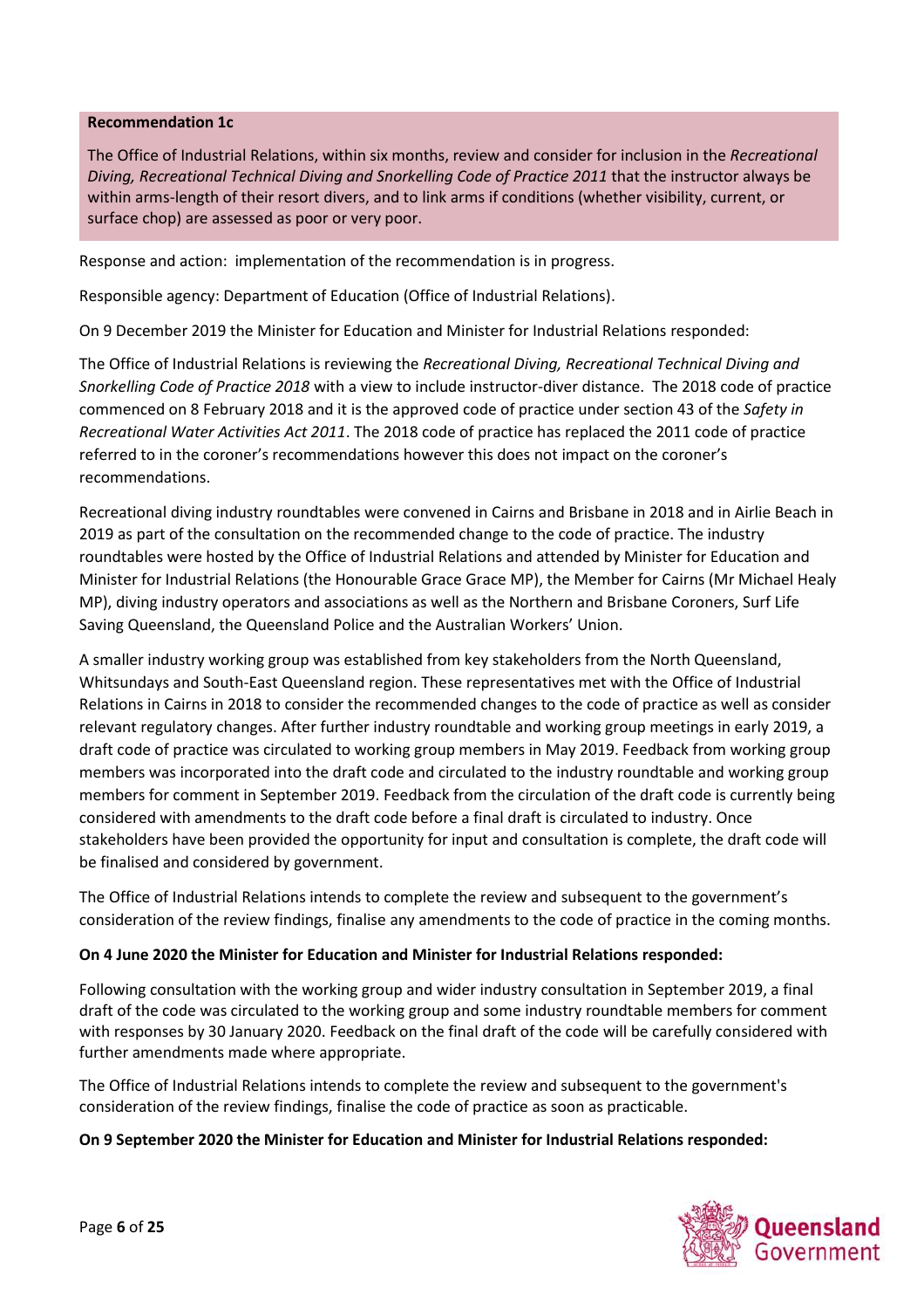**Recommendation 1c**

The Office of Industrial Relations, within six months, review and consider for inclusion in the *Recreational Diving, Recreational Technical Diving and Snorkelling Code of Practice 2011* that the instructor always be within arms-length of their resort divers, and to link arms if conditions (whether visibility, current, or surface chop) are assessed as poor or very poor.

Response and action: implementation of the recommendation is in progress.

Responsible agency: Department of Education (Office of Industrial Relations).

On 9 December 2019 the Minister for Education and Minister for Industrial Relations responded:

The Office of Industrial Relations is reviewing the *Recreational Diving, Recreational Technical Diving and Snorkelling Code of Practice 2018* with a view to include instructor-diver distance. The 2018 code of practice commenced on 8 February 2018 and it is the approved code of practice under section 43 of the *Safety in Recreational Water Activities Act 2011*. The 2018 code of practice has replaced the 2011 code of practice referred to in the coroner's recommendations however this does not impact on the coroner's recommendations.

Recreational diving industry roundtables were convened in Cairns and Brisbane in 2018 and in Airlie Beach in 2019 as part of the consultation on the recommended change to the code of practice. The industry roundtables were hosted by the Office of Industrial Relations and attended by Minister for Education and Minister for Industrial Relations (the Honourable Grace Grace MP), the Member for Cairns (Mr Michael Healy MP), diving industry operators and associations as well as the Northern and Brisbane Coroners, Surf Life Saving Queensland, the Queensland Police and the Australian Workers' Union.

A smaller industry working group was established from key stakeholders from the North Queensland, Whitsundays and South-East Queensland region. These representatives met with the Office of Industrial Relations in Cairns in 2018 to consider the recommended changes to the code of practice as well as consider relevant regulatory changes. After further industry roundtable and working group meetings in early 2019, a draft code of practice was circulated to working group members in May 2019. Feedback from working group members was incorporated into the draft code and circulated to the industry roundtable and working group members for comment in September 2019. Feedback from the circulation of the draft code is currently being considered with amendments to the draft code before a final draft is circulated to industry. Once stakeholders have been provided the opportunity for input and consultation is complete, the draft code will be finalised and considered by government.

The Office of Industrial Relations intends to complete the review and subsequent to the government's consideration of the review findings, finalise any amendments to the code of practice in the coming months.

**On 4 June 2020 the Minister for Education and Minister for Industrial Relations responded:**

Following consultation with the working group and wider industry consultation in September 2019, a final draft of the code was circulated to the working group and some industry roundtable members for comment with responses by 30 January 2020. Feedback on the final draft of the code will be carefully considered with further amendments made where appropriate.

The Office of Industrial Relations intends to complete the review and subsequent to the government's consideration of the review findings, finalise the code of practice as soon as practicable.

**On 9 September 2020 the Minister for Education and Minister for Industrial Relations responded:**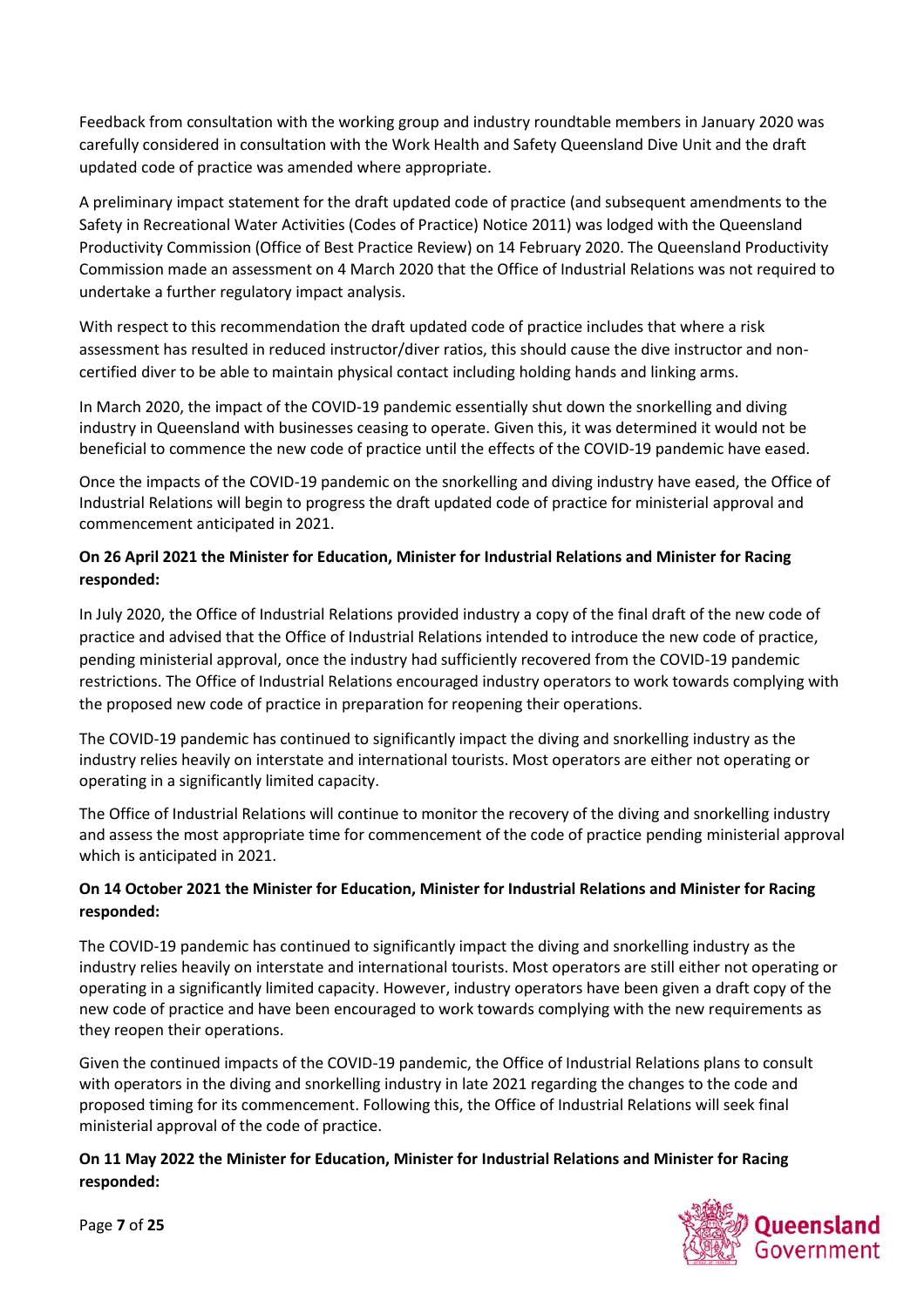Feedback from consultation with the working group and industry roundtable members in January 2020 was carefully considered in consultation with the Work Health and Safety Queensland Dive Unit and the draft updated code of practice was amended where appropriate.

A preliminary impact statement for the draft updated code of practice (and subsequent amendments to the Safety in Recreational Water Activities (Codes of Practice) Notice 2011) was lodged with the Queensland Productivity Commission (Office of Best Practice Review) on 14 February 2020. The Queensland Productivity Commission made an assessment on 4 March 2020 that the Office of Industrial Relations was not required to undertake a further regulatory impact analysis.

With respect to this recommendation the draft updated code of practice includes that where a risk assessment has resulted in reduced instructor/diver ratios, this should cause the dive instructor and non-certified diver to be able to maintain physical contact including holding hands and linking arms.

In March 2020, the impact of the COVID-19 pandemic essentially shut down the snorkelling and diving industry in Queensland with businesses ceasing to operate. Given this, it was determined it would not be beneficial to commence the new code of practice until the effects of the COVID-19 pandemic have eased.

Once the impacts of the COVID-19 pandemic on the snorkelling and diving industry have eased, the Office of Industrial Relations will begin to progress the draft updated code of practice for ministerial approval and commencement anticipated in 2021.

**On 26 April 2021 the Minister for Education, Minister for Industrial Relations and Minister for Racing responded:**

In July 2020, the Office of Industrial Relations provided industry a copy of the final draft of the new code of practice and advised that the Office of Industrial Relations intended to introduce the new code of practice, pending ministerial approval, once the industry had sufficiently recovered from the COVID-19 pandemic restrictions. The Office of Industrial Relations encouraged industry operators to work towards complying with the proposed new code of practice in preparation for reopening their operations.

The COVID-19 pandemic has continued to significantly impact the diving and snorkelling industry as the industry relies heavily on interstate and international tourists. Most operators are either not operating or operating in a significantly limited capacity.

The Office of Industrial Relations will continue to monitor the recovery of the diving and snorkelling industry and assess the most appropriate time for commencement of the code of practice pending ministerial approval which is anticipated in 2021.

**On 14 October 2021 the Minister for Education, Minister for Industrial Relations and Minister for Racing responded:**

The COVID-19 pandemic has continued to significantly impact the diving and snorkelling industry as the industry relies heavily on interstate and international tourists. Most operators are still either not operating or operating in a significantly limited capacity. However, industry operators have been given a draft copy of the new code of practice and have been encouraged to work towards complying with the new requirements as they reopen their operations.

Given the continued impacts of the COVID-19 pandemic, the Office of Industrial Relations plans to consult with operators in the diving and snorkelling industry in late 2021 regarding the changes to the code and proposed timing for its commencement. Following this, the Office of Industrial Relations will seek final ministerial approval of the code of practice.

**On 11 May 2022 the Minister for Education, Minister for Industrial Relations and Minister for Racing responded:**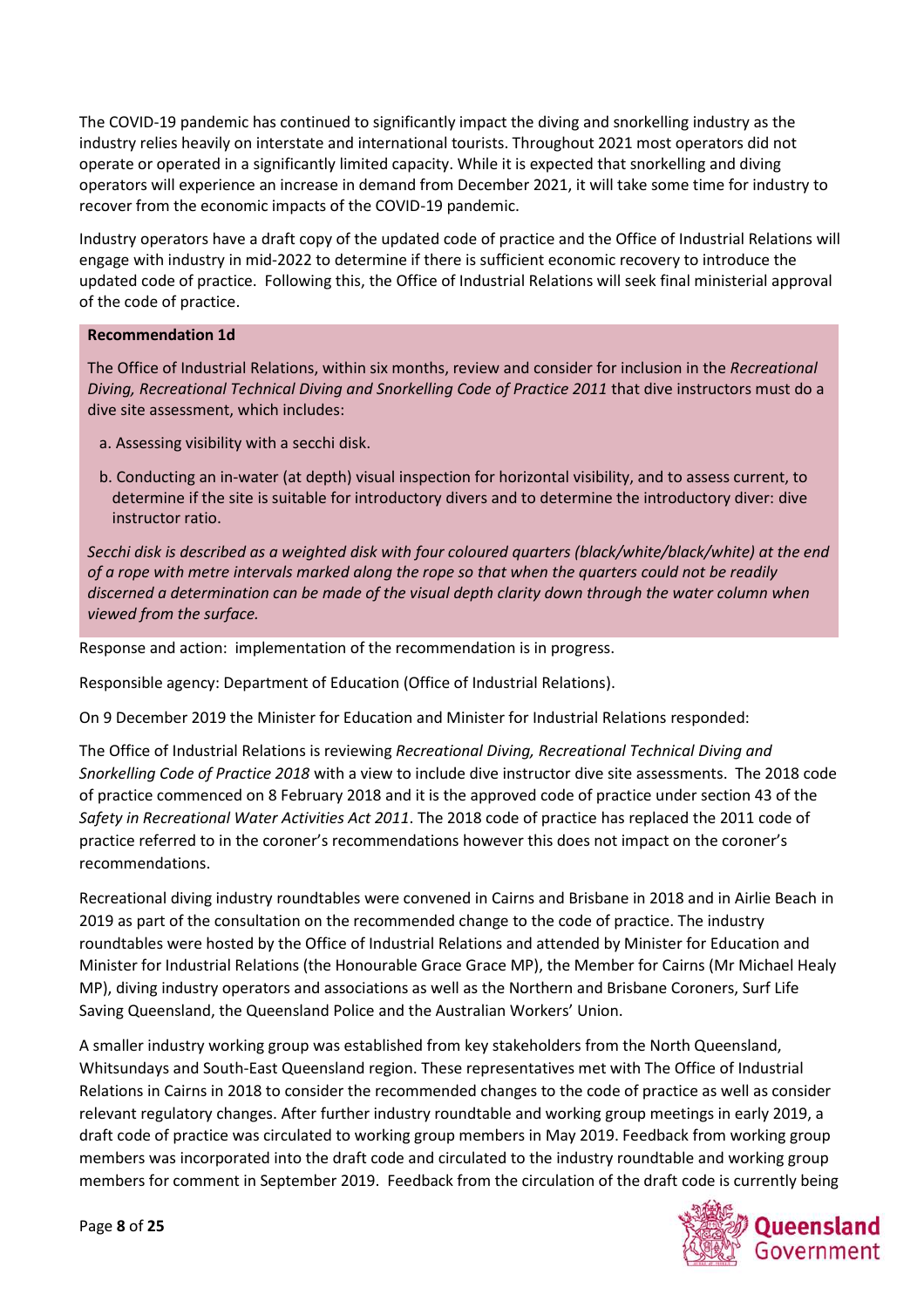The COVID-19 pandemic has continued to significantly impact the diving and snorkelling industry as the industry relies heavily on interstate and international tourists. Throughout 2021 most operators did not operate or operated in a significantly limited capacity. While it is expected that snorkelling and diving operators will experience an increase in demand from December 2021, it will take some time for industry to recover from the economic impacts of the COVID-19 pandemic.

Industry operators have a draft copy of the updated code of practice and the Office of Industrial Relations will engage with industry in mid-2022 to determine if there is sufficient economic recovery to introduce the updated code of practice. Following this, the Office of Industrial Relations will seek final ministerial approval of the code of practice.

**Recommendation 1d**

The Office of Industrial Relations, within six months, review and consider for inclusion in the *Recreational Diving, Recreational Technical Diving and Snorkelling Code of Practice 2011* that dive instructors must do a dive site assessment, which includes:

a. Assessing visibility with a secchi disk.

b. Conducting an in-water (at depth) visual inspection for horizontal visibility, and to assess current, to determine if the site is suitable for introductory divers and to determine the introductory diver: dive instructor ratio.

*Secchi disk is described as a weighted disk with four coloured quarters (black/white/black/white) at the end of a rope with metre intervals marked along the rope so that when the quarters could not be readily discerned a determination can be made of the visual depth clarity down through the water column when viewed from the surface.*

Response and action: implementation of the recommendation is in progress.

Responsible agency: Department of Education (Office of Industrial Relations).

On 9 December 2019 the Minister for Education and Minister for Industrial Relations responded:

The Office of Industrial Relations is reviewing *Recreational Diving, Recreational Technical Diving and Snorkelling Code of Practice 2018* with a view to include dive instructor dive site assessments. The 2018 code of practice commenced on 8 February 2018 and it is the approved code of practice under section 43 of the *Safety in Recreational Water Activities Act 2011*. The 2018 code of practice has replaced the 2011 code of practice referred to in the coroner's recommendations however this does not impact on the coroner's recommendations.

Recreational diving industry roundtables were convened in Cairns and Brisbane in 2018 and in Airlie Beach in 2019 as part of the consultation on the recommended change to the code of practice. The industry roundtables were hosted by the Office of Industrial Relations and attended by Minister for Education and Minister for Industrial Relations (the Honourable Grace Grace MP), the Member for Cairns (Mr Michael Healy MP), diving industry operators and associations as well as the Northern and Brisbane Coroners, Surf Life Saving Queensland, the Queensland Police and the Australian Workers' Union.

A smaller industry working group was established from key stakeholders from the North Queensland, Whitsundays and South-East Queensland region. These representatives met with The Office of Industrial Relations in Cairns in 2018 to consider the recommended changes to the code of practice as well as consider relevant regulatory changes. After further industry roundtable and working group meetings in early 2019, a draft code of practice was circulated to working group members in May 2019. Feedback from working group members was incorporated into the draft code and circulated to the industry roundtable and working group members for comment in September 2019. Feedback from the circulation of the draft code is currently being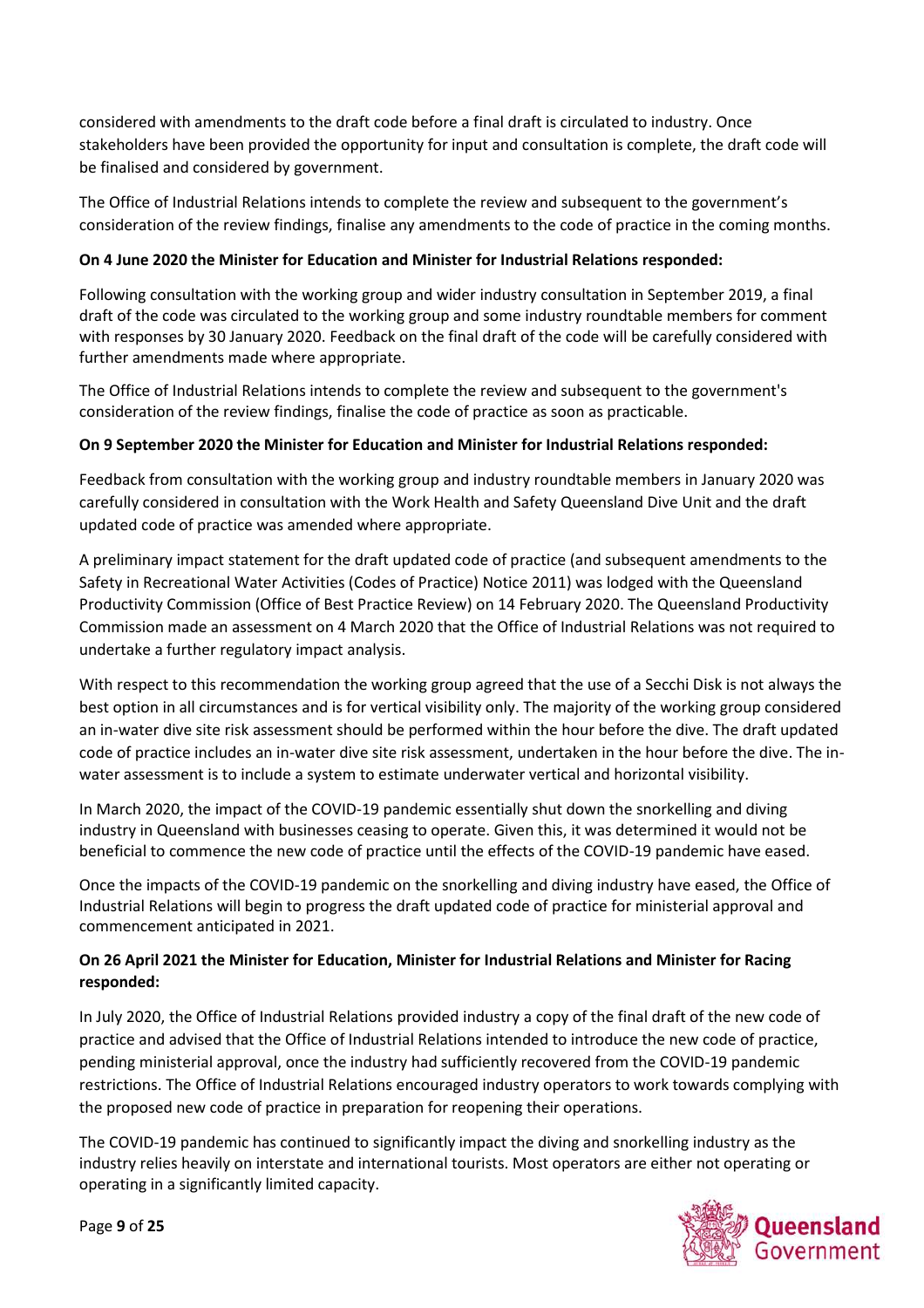considered with amendments to the draft code before a final draft is circulated to industry. Once stakeholders have been provided the opportunity for input and consultation is complete, the draft code will be finalised and considered by government.

The Office of Industrial Relations intends to complete the review and subsequent to the government's consideration of the review findings, finalise any amendments to the code of practice in the coming months.

**On 4 June 2020 the Minister for Education and Minister for Industrial Relations responded:**

Following consultation with the working group and wider industry consultation in September 2019, a final draft of the code was circulated to the working group and some industry roundtable members for comment with responses by 30 January 2020. Feedback on the final draft of the code will be carefully considered with further amendments made where appropriate.

The Office of Industrial Relations intends to complete the review and subsequent to the government's consideration of the review findings, finalise the code of practice as soon as practicable.

**On 9 September 2020 the Minister for Education and Minister for Industrial Relations responded:**

Feedback from consultation with the working group and industry roundtable members in January 2020 was carefully considered in consultation with the Work Health and Safety Queensland Dive Unit and the draft updated code of practice was amended where appropriate.

A preliminary impact statement for the draft updated code of practice (and subsequent amendments to the Safety in Recreational Water Activities (Codes of Practice) Notice 2011) was lodged with the Queensland Productivity Commission (Office of Best Practice Review) on 14 February 2020. The Queensland Productivity Commission made an assessment on 4 March 2020 that the Office of Industrial Relations was not required to undertake a further regulatory impact analysis.

With respect to this recommendation the working group agreed that the use of a Secchi Disk is not always the best option in all circumstances and is for vertical visibility only. The majority of the working group considered an in-water dive site risk assessment should be performed within the hour before the dive. The draft updated code of practice includes an in-water dive site risk assessment, undertaken in the hour before the dive. The in-water assessment is to include a system to estimate underwater vertical and horizontal visibility.

In March 2020, the impact of the COVID-19 pandemic essentially shut down the snorkelling and diving industry in Queensland with businesses ceasing to operate. Given this, it was determined it would not be beneficial to commence the new code of practice until the effects of the COVID-19 pandemic have eased.

Once the impacts of the COVID-19 pandemic on the snorkelling and diving industry have eased, the Office of Industrial Relations will begin to progress the draft updated code of practice for ministerial approval and commencement anticipated in 2021.

**On 26 April 2021 the Minister for Education, Minister for Industrial Relations and Minister for Racing responded:**

In July 2020, the Office of Industrial Relations provided industry a copy of the final draft of the new code of practice and advised that the Office of Industrial Relations intended to introduce the new code of practice, pending ministerial approval, once the industry had sufficiently recovered from the COVID-19 pandemic restrictions. The Office of Industrial Relations encouraged industry operators to work towards complying with the proposed new code of practice in preparation for reopening their operations.

The COVID-19 pandemic has continued to significantly impact the diving and snorkelling industry as the industry relies heavily on interstate and international tourists. Most operators are either not operating or operating in a significantly limited capacity.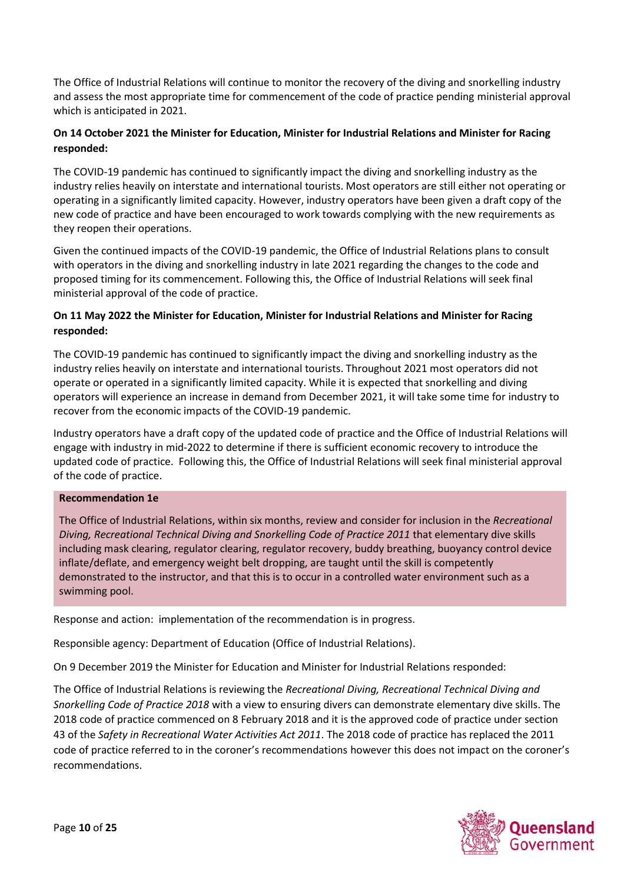The Office of Industrial Relations will continue to monitor the recovery of the diving and snorkelling industry and assess the most appropriate time for commencement of the code of practice pending ministerial approval which is anticipated in 2021.

**On 14 October 2021 the Minister for Education, Minister for Industrial Relations and Minister for Racing responded:**

The COVID-19 pandemic has continued to significantly impact the diving and snorkelling industry as the industry relies heavily on interstate and international tourists. Most operators are still either not operating or operating in a significantly limited capacity. However, industry operators have been given a draft copy of the new code of practice and have been encouraged to work towards complying with the new requirements as they reopen their operations.

Given the continued impacts of the COVID-19 pandemic, the Office of Industrial Relations plans to consult with operators in the diving and snorkelling industry in late 2021 regarding the changes to the code and proposed timing for its commencement. Following this, the Office of Industrial Relations will seek final ministerial approval of the code of practice.

**On 11 May 2022 the Minister for Education, Minister for Industrial Relations and Minister for Racing responded:**

The COVID-19 pandemic has continued to significantly impact the diving and snorkelling industry as the industry relies heavily on interstate and international tourists. Throughout 2021 most operators did not operate or operated in a significantly limited capacity. While it is expected that snorkelling and diving operators will experience an increase in demand from December 2021, it will take some time for industry to recover from the economic impacts of the COVID-19 pandemic.

Industry operators have a draft copy of the updated code of practice and the Office of Industrial Relations will engage with industry in mid-2022 to determine if there is sufficient economic recovery to introduce the updated code of practice. Following this, the Office of Industrial Relations will seek final ministerial approval of the code of practice.

**Recommendation 1e**

The Office of Industrial Relations, within six months, review and consider for inclusion in the *Recreational Diving, Recreational Technical Diving and Snorkelling Code of Practice 2011* that elementary dive skills including mask clearing, regulator clearing, regulator recovery, buddy breathing, buoyancy control device inflate/deflate, and emergency weight belt dropping, are taught until the skill is competently demonstrated to the instructor, and that this is to occur in a controlled water environment such as a swimming pool.

Response and action: implementation of the recommendation is in progress.

Responsible agency: Department of Education (Office of Industrial Relations).

On 9 December 2019 the Minister for Education and Minister for Industrial Relations responded:

The Office of Industrial Relations is reviewing the *Recreational Diving, Recreational Technical Diving and Snorkelling Code of Practice 2018* with a view to ensuring divers can demonstrate elementary dive skills. The 2018 code of practice commenced on 8 February 2018 and it is the approved code of practice under section 43 of the *Safety in Recreational Water Activities Act 2011*. The 2018 code of practice has replaced the 2011 code of practice referred to in the coroner's recommendations however this does not impact on the coroner's recommendations.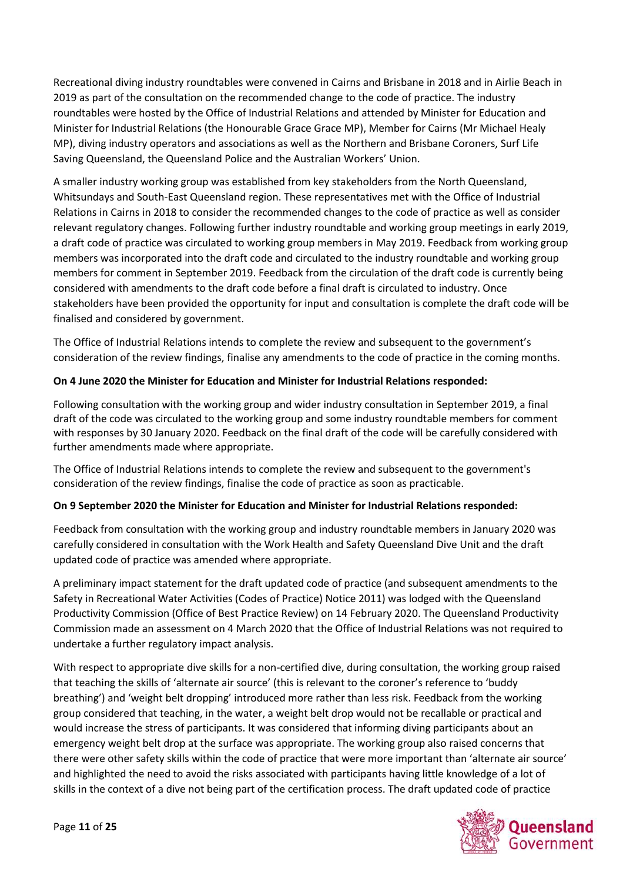Recreational diving industry roundtables were convened in Cairns and Brisbane in 2018 and in Airlie Beach in 2019 as part of the consultation on the recommended change to the code of practice. The industry roundtables were hosted by the Office of Industrial Relations and attended by Minister for Education and Minister for Industrial Relations (the Honourable Grace Grace MP), Member for Cairns (Mr Michael Healy MP), diving industry operators and associations as well as the Northern and Brisbane Coroners, Surf Life Saving Queensland, the Queensland Police and the Australian Workers' Union.

A smaller industry working group was established from key stakeholders from the North Queensland, Whitsundays and South-East Queensland region. These representatives met with the Office of Industrial Relations in Cairns in 2018 to consider the recommended changes to the code of practice as well as consider relevant regulatory changes. Following further industry roundtable and working group meetings in early 2019, a draft code of practice was circulated to working group members in May 2019. Feedback from working group members was incorporated into the draft code and circulated to the industry roundtable and working group members for comment in September 2019. Feedback from the circulation of the draft code is currently being considered with amendments to the draft code before a final draft is circulated to industry. Once stakeholders have been provided the opportunity for input and consultation is complete the draft code will be finalised and considered by government.

The Office of Industrial Relations intends to complete the review and subsequent to the government's consideration of the review findings, finalise any amendments to the code of practice in the coming months.

**On 4 June 2020 the Minister for Education and Minister for Industrial Relations responded:**

Following consultation with the working group and wider industry consultation in September 2019, a final draft of the code was circulated to the working group and some industry roundtable members for comment with responses by 30 January 2020. Feedback on the final draft of the code will be carefully considered with further amendments made where appropriate.

The Office of Industrial Relations intends to complete the review and subsequent to the government's consideration of the review findings, finalise the code of practice as soon as practicable.

**On 9 September 2020 the Minister for Education and Minister for Industrial Relations responded:**

Feedback from consultation with the working group and industry roundtable members in January 2020 was carefully considered in consultation with the Work Health and Safety Queensland Dive Unit and the draft updated code of practice was amended where appropriate.

A preliminary impact statement for the draft updated code of practice (and subsequent amendments to the Safety in Recreational Water Activities (Codes of Practice) Notice 2011) was lodged with the Queensland Productivity Commission (Office of Best Practice Review) on 14 February 2020. The Queensland Productivity Commission made an assessment on 4 March 2020 that the Office of Industrial Relations was not required to undertake a further regulatory impact analysis.

With respect to appropriate dive skills for a non-certified dive, during consultation, the working group raised that teaching the skills of 'alternate air source' (this is relevant to the coroner's reference to 'buddy breathing') and 'weight belt dropping' introduced more rather than less risk. Feedback from the working group considered that teaching, in the water, a weight belt drop would not be recallable or practical and would increase the stress of participants. It was considered that informing diving participants about an emergency weight belt drop at the surface was appropriate. The working group also raised concerns that there were other safety skills within the code of practice that were more important than 'alternate air source' and highlighted the need to avoid the risks associated with participants having little knowledge of a lot of skills in the context of a dive not being part of the certification process. The draft updated code of practice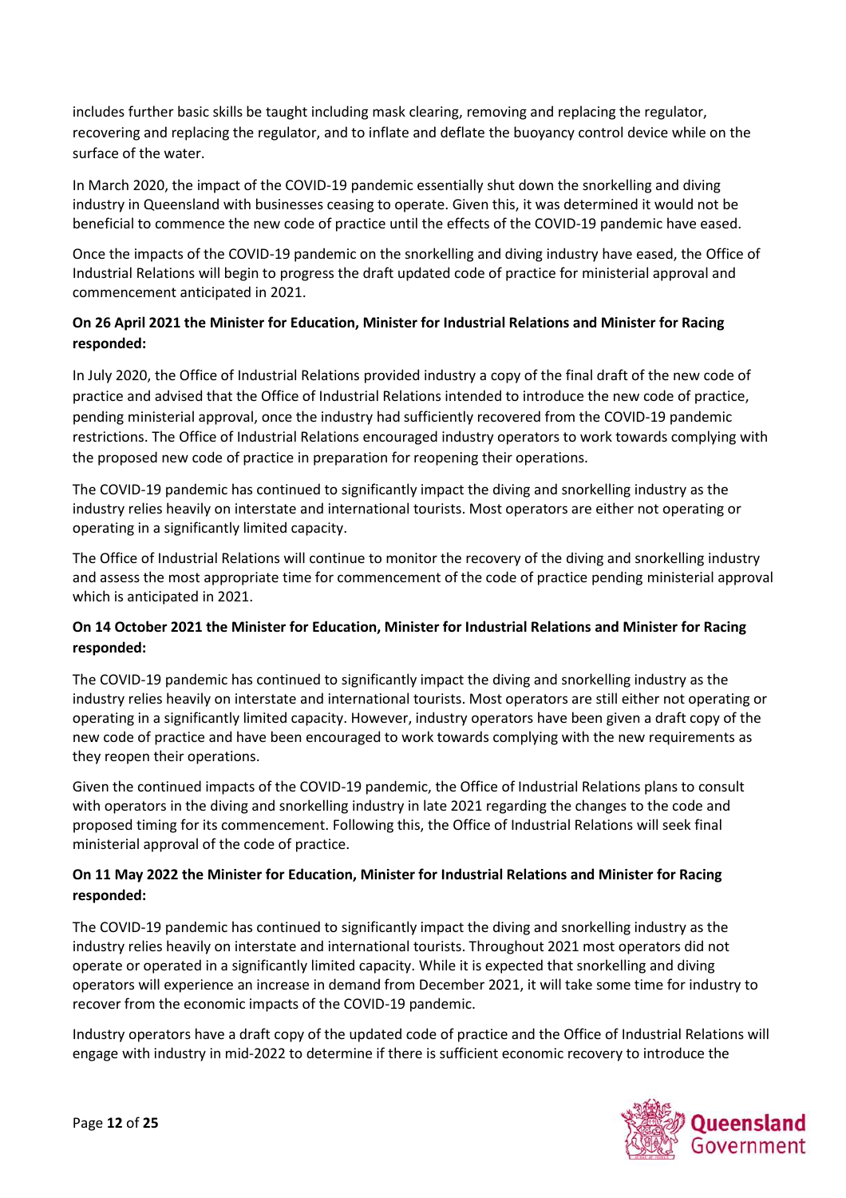includes further basic skills be taught including mask clearing, removing and replacing the regulator, recovering and replacing the regulator, and to inflate and deflate the buoyancy control device while on the surface of the water.

In March 2020, the impact of the COVID-19 pandemic essentially shut down the snorkelling and diving industry in Queensland with businesses ceasing to operate. Given this, it was determined it would not be beneficial to commence the new code of practice until the effects of the COVID-19 pandemic have eased.

Once the impacts of the COVID-19 pandemic on the snorkelling and diving industry have eased, the Office of Industrial Relations will begin to progress the draft updated code of practice for ministerial approval and commencement anticipated in 2021.

**On 26 April 2021 the Minister for Education, Minister for Industrial Relations and Minister for Racing responded:**

In July 2020, the Office of Industrial Relations provided industry a copy of the final draft of the new code of practice and advised that the Office of Industrial Relations intended to introduce the new code of practice, pending ministerial approval, once the industry had sufficiently recovered from the COVID-19 pandemic restrictions. The Office of Industrial Relations encouraged industry operators to work towards complying with the proposed new code of practice in preparation for reopening their operations.

The COVID-19 pandemic has continued to significantly impact the diving and snorkelling industry as the industry relies heavily on interstate and international tourists. Most operators are either not operating or operating in a significantly limited capacity.

The Office of Industrial Relations will continue to monitor the recovery of the diving and snorkelling industry and assess the most appropriate time for commencement of the code of practice pending ministerial approval which is anticipated in 2021.

**On 14 October 2021 the Minister for Education, Minister for Industrial Relations and Minister for Racing responded:**

The COVID-19 pandemic has continued to significantly impact the diving and snorkelling industry as the industry relies heavily on interstate and international tourists. Most operators are still either not operating or operating in a significantly limited capacity. However, industry operators have been given a draft copy of the new code of practice and have been encouraged to work towards complying with the new requirements as they reopen their operations.

Given the continued impacts of the COVID-19 pandemic, the Office of Industrial Relations plans to consult with operators in the diving and snorkelling industry in late 2021 regarding the changes to the code and proposed timing for its commencement. Following this, the Office of Industrial Relations will seek final ministerial approval of the code of practice.

**On 11 May 2022 the Minister for Education, Minister for Industrial Relations and Minister for Racing responded:**

The COVID-19 pandemic has continued to significantly impact the diving and snorkelling industry as the industry relies heavily on interstate and international tourists. Throughout 2021 most operators did not operate or operated in a significantly limited capacity. While it is expected that snorkelling and diving operators will experience an increase in demand from December 2021, it will take some time for industry to recover from the economic impacts of the COVID-19 pandemic.

Industry operators have a draft copy of the updated code of practice and the Office of Industrial Relations will engage with industry in mid-2022 to determine if there is sufficient economic recovery to introduce the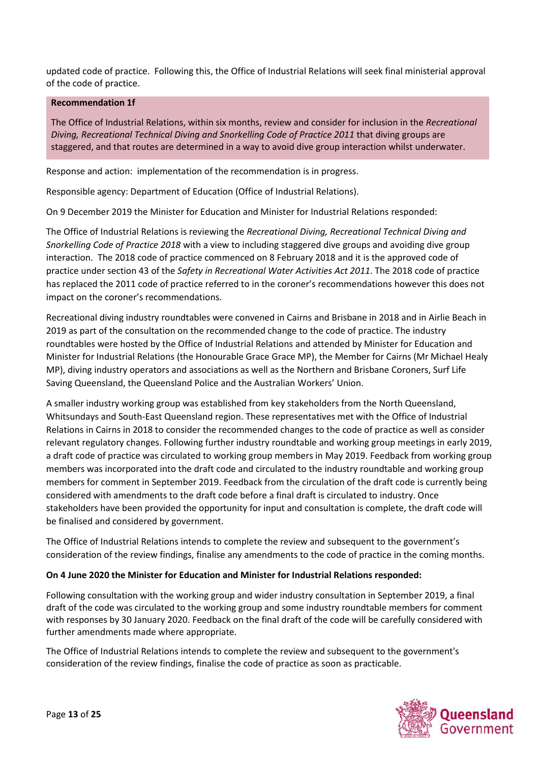updated code of practice. Following this, the Office of Industrial Relations will seek final ministerial approval of the code of practice.

**Recommendation 1f**

The Office of Industrial Relations, within six months, review and consider for inclusion in the *Recreational Diving, Recreational Technical Diving and Snorkelling Code of Practice 2011* that diving groups are staggered, and that routes are determined in a way to avoid dive group interaction whilst underwater.

Response and action: implementation of the recommendation is in progress.

Responsible agency: Department of Education (Office of Industrial Relations).

On 9 December 2019 the Minister for Education and Minister for Industrial Relations responded:

The Office of Industrial Relations is reviewing the *Recreational Diving, Recreational Technical Diving and Snorkelling Code of Practice 2018* with a view to including staggered dive groups and avoiding dive group interaction. The 2018 code of practice commenced on 8 February 2018 and it is the approved code of practice under section 43 of the *Safety in Recreational Water Activities Act 2011*. The 2018 code of practice has replaced the 2011 code of practice referred to in the coroner's recommendations however this does not impact on the coroner's recommendations.

Recreational diving industry roundtables were convened in Cairns and Brisbane in 2018 and in Airlie Beach in 2019 as part of the consultation on the recommended change to the code of practice. The industry roundtables were hosted by the Office of Industrial Relations and attended by Minister for Education and Minister for Industrial Relations (the Honourable Grace Grace MP), the Member for Cairns (Mr Michael Healy MP), diving industry operators and associations as well as the Northern and Brisbane Coroners, Surf Life Saving Queensland, the Queensland Police and the Australian Workers' Union.

A smaller industry working group was established from key stakeholders from the North Queensland, Whitsundays and South-East Queensland region. These representatives met with the Office of Industrial Relations in Cairns in 2018 to consider the recommended changes to the code of practice as well as consider relevant regulatory changes. Following further industry roundtable and working group meetings in early 2019, a draft code of practice was circulated to working group members in May 2019. Feedback from working group members was incorporated into the draft code and circulated to the industry roundtable and working group members for comment in September 2019. Feedback from the circulation of the draft code is currently being considered with amendments to the draft code before a final draft is circulated to industry. Once stakeholders have been provided the opportunity for input and consultation is complete, the draft code will be finalised and considered by government.

The Office of Industrial Relations intends to complete the review and subsequent to the government's consideration of the review findings, finalise any amendments to the code of practice in the coming months.

**On 4 June 2020 the Minister for Education and Minister for Industrial Relations responded:**

Following consultation with the working group and wider industry consultation in September 2019, a final draft of the code was circulated to the working group and some industry roundtable members for comment with responses by 30 January 2020. Feedback on the final draft of the code will be carefully considered with further amendments made where appropriate.

The Office of Industrial Relations intends to complete the review and subsequent to the government's consideration of the review findings, finalise the code of practice as soon as practicable.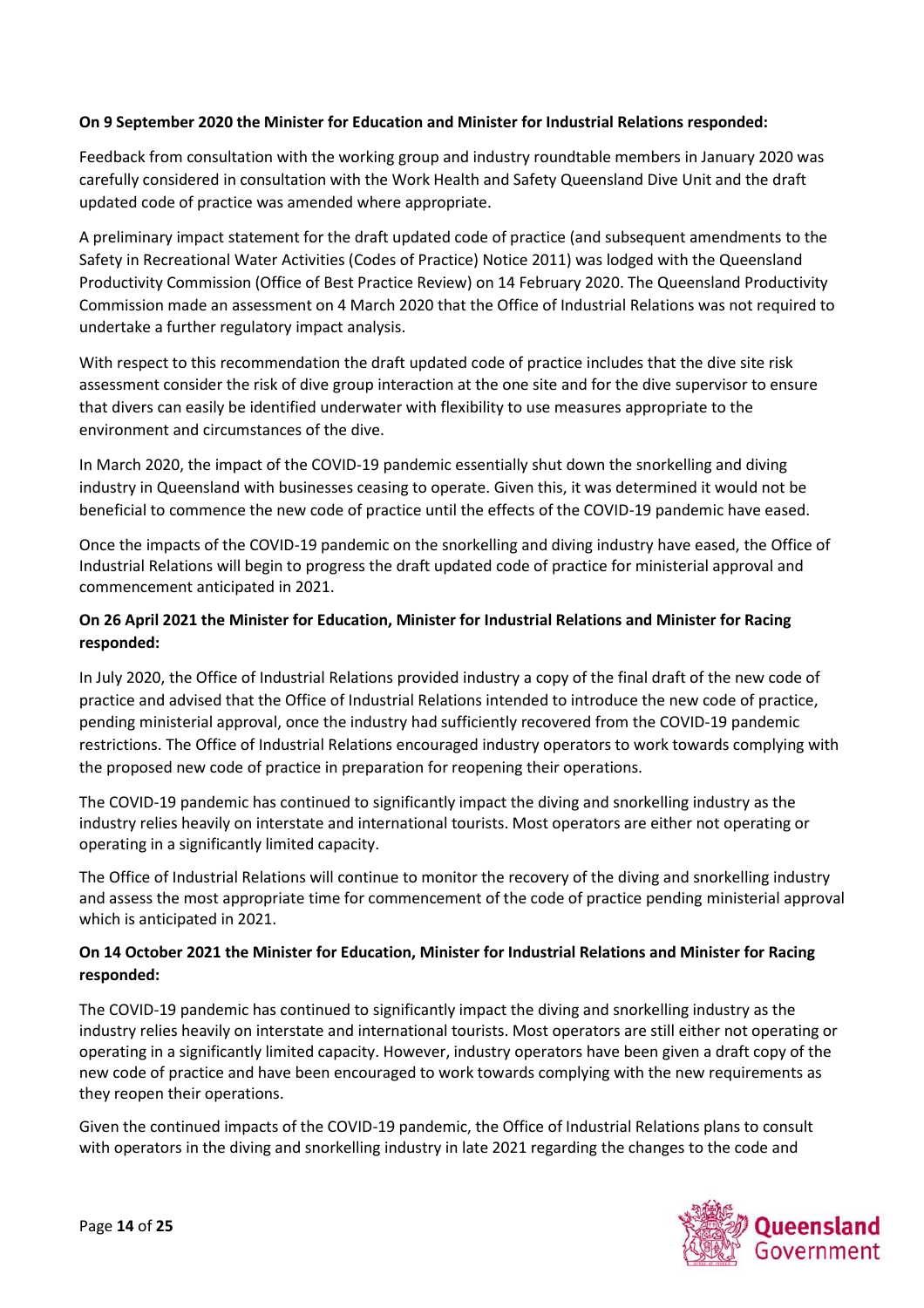**On 9 September 2020 the Minister for Education and Minister for Industrial Relations responded:**

Feedback from consultation with the working group and industry roundtable members in January 2020 was carefully considered in consultation with the Work Health and Safety Queensland Dive Unit and the draft updated code of practice was amended where appropriate.

A preliminary impact statement for the draft updated code of practice (and subsequent amendments to the Safety in Recreational Water Activities (Codes of Practice) Notice 2011) was lodged with the Queensland Productivity Commission (Office of Best Practice Review) on 14 February 2020. The Queensland Productivity Commission made an assessment on 4 March 2020 that the Office of Industrial Relations was not required to undertake a further regulatory impact analysis.

With respect to this recommendation the draft updated code of practice includes that the dive site risk assessment consider the risk of dive group interaction at the one site and for the dive supervisor to ensure that divers can easily be identified underwater with flexibility to use measures appropriate to the environment and circumstances of the dive.

In March 2020, the impact of the COVID-19 pandemic essentially shut down the snorkelling and diving industry in Queensland with businesses ceasing to operate. Given this, it was determined it would not be beneficial to commence the new code of practice until the effects of the COVID-19 pandemic have eased.

Once the impacts of the COVID-19 pandemic on the snorkelling and diving industry have eased, the Office of Industrial Relations will begin to progress the draft updated code of practice for ministerial approval and commencement anticipated in 2021.

**On 26 April 2021 the Minister for Education, Minister for Industrial Relations and Minister for Racing responded:**

In July 2020, the Office of Industrial Relations provided industry a copy of the final draft of the new code of practice and advised that the Office of Industrial Relations intended to introduce the new code of practice, pending ministerial approval, once the industry had sufficiently recovered from the COVID-19 pandemic restrictions. The Office of Industrial Relations encouraged industry operators to work towards complying with the proposed new code of practice in preparation for reopening their operations.

The COVID-19 pandemic has continued to significantly impact the diving and snorkelling industry as the industry relies heavily on interstate and international tourists. Most operators are either not operating or operating in a significantly limited capacity.

The Office of Industrial Relations will continue to monitor the recovery of the diving and snorkelling industry and assess the most appropriate time for commencement of the code of practice pending ministerial approval which is anticipated in 2021.

**On 14 October 2021 the Minister for Education, Minister for Industrial Relations and Minister for Racing responded:**

The COVID-19 pandemic has continued to significantly impact the diving and snorkelling industry as the industry relies heavily on interstate and international tourists. Most operators are still either not operating or operating in a significantly limited capacity. However, industry operators have been given a draft copy of the new code of practice and have been encouraged to work towards complying with the new requirements as they reopen their operations.

Given the continued impacts of the COVID-19 pandemic, the Office of Industrial Relations plans to consult with operators in the diving and snorkelling industry in late 2021 regarding the changes to the code and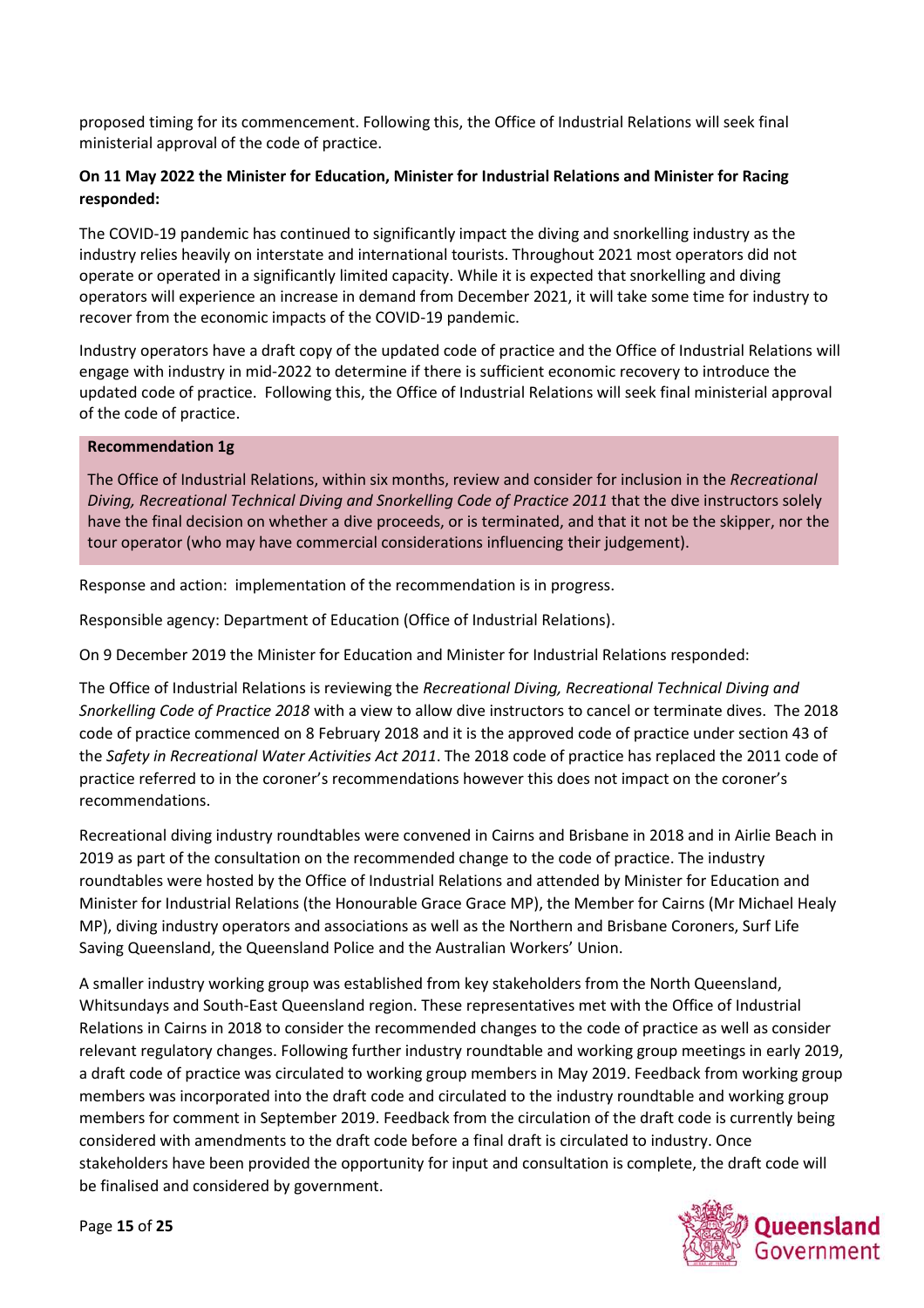proposed timing for its commencement. Following this, the Office of Industrial Relations will seek final ministerial approval of the code of practice.

**On 11 May 2022 the Minister for Education, Minister for Industrial Relations and Minister for Racing responded:**

The COVID-19 pandemic has continued to significantly impact the diving and snorkelling industry as the industry relies heavily on interstate and international tourists. Throughout 2021 most operators did not operate or operated in a significantly limited capacity. While it is expected that snorkelling and diving operators will experience an increase in demand from December 2021, it will take some time for industry to recover from the economic impacts of the COVID-19 pandemic.

Industry operators have a draft copy of the updated code of practice and the Office of Industrial Relations will engage with industry in mid-2022 to determine if there is sufficient economic recovery to introduce the updated code of practice. Following this, the Office of Industrial Relations will seek final ministerial approval of the code of practice.

**Recommendation 1g**

The Office of Industrial Relations, within six months, review and consider for inclusion in the *Recreational Diving, Recreational Technical Diving and Snorkelling Code of Practice 2011* that the dive instructors solely have the final decision on whether a dive proceeds, or is terminated, and that it not be the skipper, nor the tour operator (who may have commercial considerations influencing their judgement).

Response and action: implementation of the recommendation is in progress.

Responsible agency: Department of Education (Office of Industrial Relations).

On 9 December 2019 the Minister for Education and Minister for Industrial Relations responded:

The Office of Industrial Relations is reviewing the *Recreational Diving, Recreational Technical Diving and Snorkelling Code of Practice 2018* with a view to allow dive instructors to cancel or terminate dives. The 2018 code of practice commenced on 8 February 2018 and it is the approved code of practice under section 43 of the *Safety in Recreational Water Activities Act 2011*. The 2018 code of practice has replaced the 2011 code of practice referred to in the coroner's recommendations however this does not impact on the coroner's recommendations.

Recreational diving industry roundtables were convened in Cairns and Brisbane in 2018 and in Airlie Beach in 2019 as part of the consultation on the recommended change to the code of practice. The industry roundtables were hosted by the Office of Industrial Relations and attended by Minister for Education and Minister for Industrial Relations (the Honourable Grace Grace MP), the Member for Cairns (Mr Michael Healy MP), diving industry operators and associations as well as the Northern and Brisbane Coroners, Surf Life Saving Queensland, the Queensland Police and the Australian Workers' Union.

A smaller industry working group was established from key stakeholders from the North Queensland, Whitsundays and South-East Queensland region. These representatives met with the Office of Industrial Relations in Cairns in 2018 to consider the recommended changes to the code of practice as well as consider relevant regulatory changes. Following further industry roundtable and working group meetings in early 2019, a draft code of practice was circulated to working group members in May 2019. Feedback from working group members was incorporated into the draft code and circulated to the industry roundtable and working group members for comment in September 2019. Feedback from the circulation of the draft code is currently being considered with amendments to the draft code before a final draft is circulated to industry. Once stakeholders have been provided the opportunity for input and consultation is complete, the draft code will be finalised and considered by government.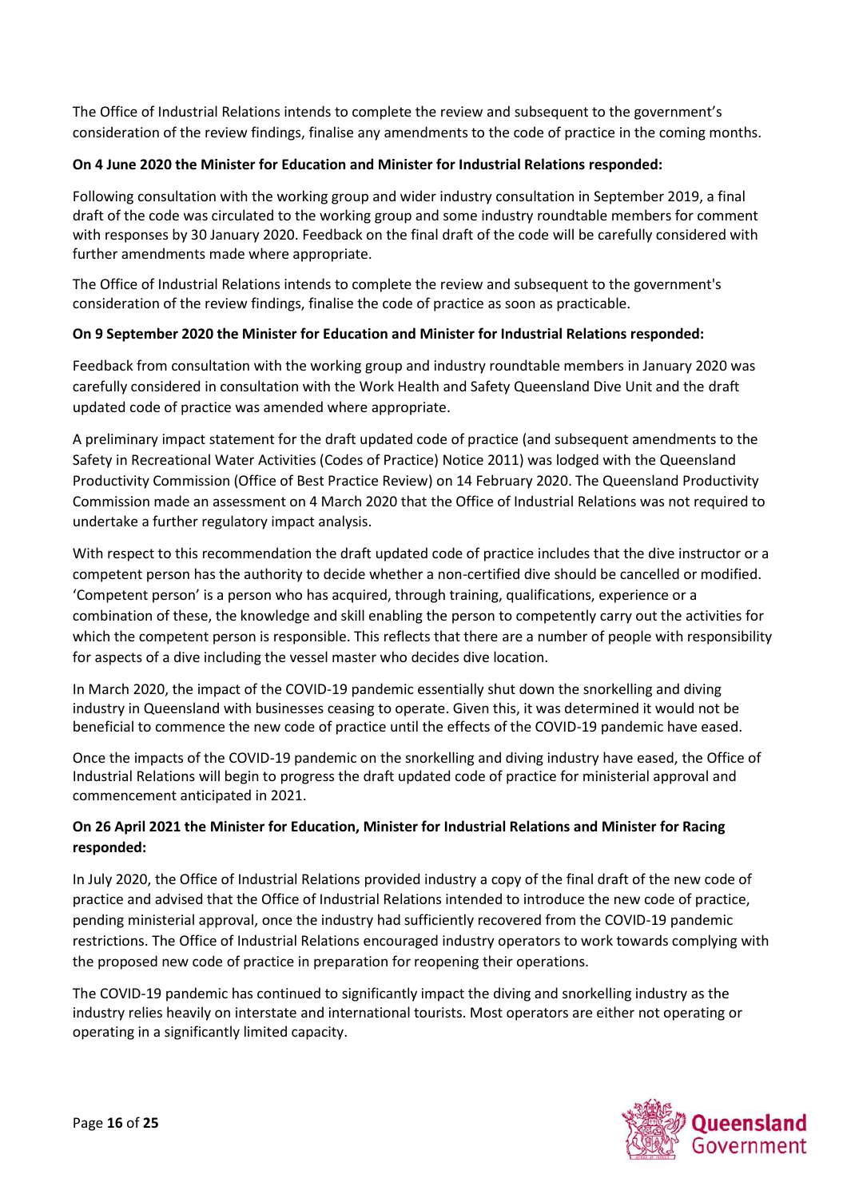The Office of Industrial Relations intends to complete the review and subsequent to the government's consideration of the review findings, finalise any amendments to the code of practice in the coming months.

**On 4 June 2020 the Minister for Education and Minister for Industrial Relations responded:**

Following consultation with the working group and wider industry consultation in September 2019, a final draft of the code was circulated to the working group and some industry roundtable members for comment with responses by 30 January 2020. Feedback on the final draft of the code will be carefully considered with further amendments made where appropriate.

The Office of Industrial Relations intends to complete the review and subsequent to the government's consideration of the review findings, finalise the code of practice as soon as practicable.

**On 9 September 2020 the Minister for Education and Minister for Industrial Relations responded:**

Feedback from consultation with the working group and industry roundtable members in January 2020 was carefully considered in consultation with the Work Health and Safety Queensland Dive Unit and the draft updated code of practice was amended where appropriate.

A preliminary impact statement for the draft updated code of practice (and subsequent amendments to the Safety in Recreational Water Activities (Codes of Practice) Notice 2011) was lodged with the Queensland Productivity Commission (Office of Best Practice Review) on 14 February 2020. The Queensland Productivity Commission made an assessment on 4 March 2020 that the Office of Industrial Relations was not required to undertake a further regulatory impact analysis.

With respect to this recommendation the draft updated code of practice includes that the dive instructor or a competent person has the authority to decide whether a non-certified dive should be cancelled or modified. 'Competent person' is a person who has acquired, through training, qualifications, experience or a combination of these, the knowledge and skill enabling the person to competently carry out the activities for which the competent person is responsible. This reflects that there are a number of people with responsibility for aspects of a dive including the vessel master who decides dive location.

In March 2020, the impact of the COVID-19 pandemic essentially shut down the snorkelling and diving industry in Queensland with businesses ceasing to operate. Given this, it was determined it would not be beneficial to commence the new code of practice until the effects of the COVID-19 pandemic have eased.

Once the impacts of the COVID-19 pandemic on the snorkelling and diving industry have eased, the Office of Industrial Relations will begin to progress the draft updated code of practice for ministerial approval and commencement anticipated in 2021.

**On 26 April 2021 the Minister for Education, Minister for Industrial Relations and Minister for Racing responded:**

In July 2020, the Office of Industrial Relations provided industry a copy of the final draft of the new code of practice and advised that the Office of Industrial Relations intended to introduce the new code of practice, pending ministerial approval, once the industry had sufficiently recovered from the COVID-19 pandemic restrictions. The Office of Industrial Relations encouraged industry operators to work towards complying with the proposed new code of practice in preparation for reopening their operations.

The COVID-19 pandemic has continued to significantly impact the diving and snorkelling industry as the industry relies heavily on interstate and international tourists. Most operators are either not operating or operating in a significantly limited capacity.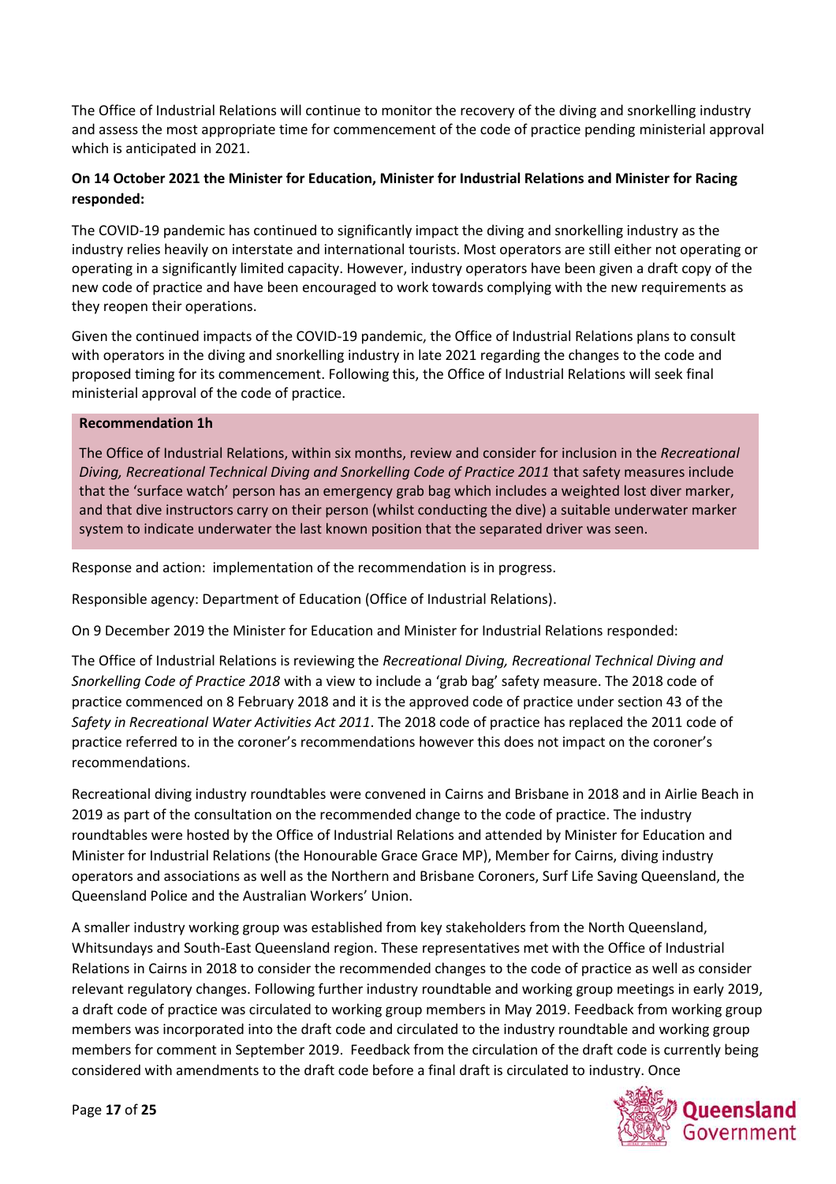The Office of Industrial Relations will continue to monitor the recovery of the diving and snorkelling industry and assess the most appropriate time for commencement of the code of practice pending ministerial approval which is anticipated in 2021.

**On 14 October 2021 the Minister for Education, Minister for Industrial Relations and Minister for Racing responded:**

The COVID-19 pandemic has continued to significantly impact the diving and snorkelling industry as the industry relies heavily on interstate and international tourists. Most operators are still either not operating or operating in a significantly limited capacity. However, industry operators have been given a draft copy of the new code of practice and have been encouraged to work towards complying with the new requirements as they reopen their operations.

Given the continued impacts of the COVID-19 pandemic, the Office of Industrial Relations plans to consult with operators in the diving and snorkelling industry in late 2021 regarding the changes to the code and proposed timing for its commencement. Following this, the Office of Industrial Relations will seek final ministerial approval of the code of practice.

**Recommendation 1h**

The Office of Industrial Relations, within six months, review and consider for inclusion in the *Recreational Diving, Recreational Technical Diving and Snorkelling Code of Practice 2011* that safety measures include that the 'surface watch' person has an emergency grab bag which includes a weighted lost diver marker, and that dive instructors carry on their person (whilst conducting the dive) a suitable underwater marker system to indicate underwater the last known position that the separated driver was seen.

Response and action: implementation of the recommendation is in progress.

Responsible agency: Department of Education (Office of Industrial Relations).

On 9 December 2019 the Minister for Education and Minister for Industrial Relations responded:

The Office of Industrial Relations is reviewing the *Recreational Diving, Recreational Technical Diving and Snorkelling Code of Practice 2018* with a view to include a 'grab bag' safety measure. The 2018 code of practice commenced on 8 February 2018 and it is the approved code of practice under section 43 of the *Safety in Recreational Water Activities Act 2011*. The 2018 code of practice has replaced the 2011 code of practice referred to in the coroner's recommendations however this does not impact on the coroner's recommendations.

Recreational diving industry roundtables were convened in Cairns and Brisbane in 2018 and in Airlie Beach in 2019 as part of the consultation on the recommended change to the code of practice. The industry roundtables were hosted by the Office of Industrial Relations and attended by Minister for Education and Minister for Industrial Relations (the Honourable Grace Grace MP), Member for Cairns, diving industry operators and associations as well as the Northern and Brisbane Coroners, Surf Life Saving Queensland, the Queensland Police and the Australian Workers' Union.

A smaller industry working group was established from key stakeholders from the North Queensland, Whitsundays and South-East Queensland region. These representatives met with the Office of Industrial Relations in Cairns in 2018 to consider the recommended changes to the code of practice as well as consider relevant regulatory changes. Following further industry roundtable and working group meetings in early 2019, a draft code of practice was circulated to working group members in May 2019. Feedback from working group members was incorporated into the draft code and circulated to the industry roundtable and working group members for comment in September 2019. Feedback from the circulation of the draft code is currently being considered with amendments to the draft code before a final draft is circulated to industry. Once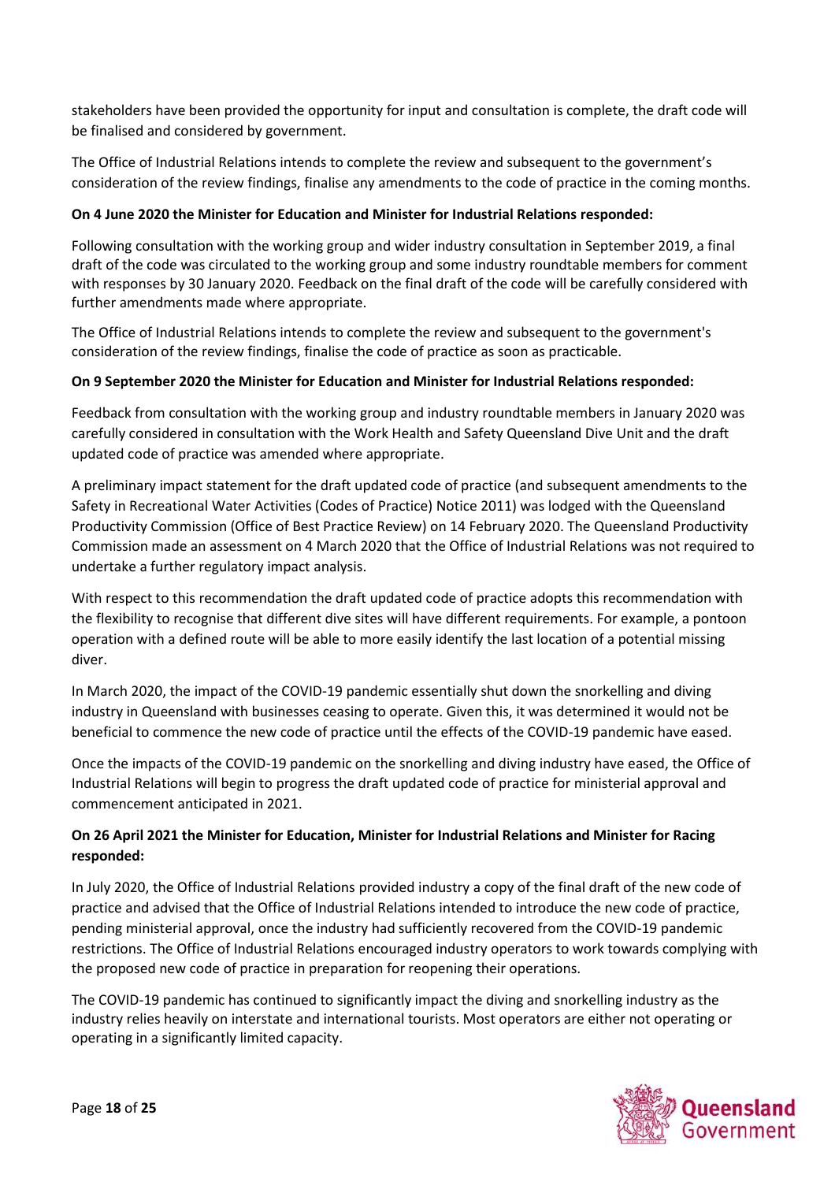stakeholders have been provided the opportunity for input and consultation is complete, the draft code will be finalised and considered by government.

The Office of Industrial Relations intends to complete the review and subsequent to the government's consideration of the review findings, finalise any amendments to the code of practice in the coming months.

**On 4 June 2020 the Minister for Education and Minister for Industrial Relations responded:**

Following consultation with the working group and wider industry consultation in September 2019, a final draft of the code was circulated to the working group and some industry roundtable members for comment with responses by 30 January 2020. Feedback on the final draft of the code will be carefully considered with further amendments made where appropriate.

The Office of Industrial Relations intends to complete the review and subsequent to the government's consideration of the review findings, finalise the code of practice as soon as practicable.

**On 9 September 2020 the Minister for Education and Minister for Industrial Relations responded:**

Feedback from consultation with the working group and industry roundtable members in January 2020 was carefully considered in consultation with the Work Health and Safety Queensland Dive Unit and the draft updated code of practice was amended where appropriate.

A preliminary impact statement for the draft updated code of practice (and subsequent amendments to the Safety in Recreational Water Activities (Codes of Practice) Notice 2011) was lodged with the Queensland Productivity Commission (Office of Best Practice Review) on 14 February 2020. The Queensland Productivity Commission made an assessment on 4 March 2020 that the Office of Industrial Relations was not required to undertake a further regulatory impact analysis.

With respect to this recommendation the draft updated code of practice adopts this recommendation with the flexibility to recognise that different dive sites will have different requirements. For example, a pontoon operation with a defined route will be able to more easily identify the last location of a potential missing diver.

In March 2020, the impact of the COVID-19 pandemic essentially shut down the snorkelling and diving industry in Queensland with businesses ceasing to operate. Given this, it was determined it would not be beneficial to commence the new code of practice until the effects of the COVID-19 pandemic have eased.

Once the impacts of the COVID-19 pandemic on the snorkelling and diving industry have eased, the Office of Industrial Relations will begin to progress the draft updated code of practice for ministerial approval and commencement anticipated in 2021.

**On 26 April 2021 the Minister for Education, Minister for Industrial Relations and Minister for Racing responded:**

In July 2020, the Office of Industrial Relations provided industry a copy of the final draft of the new code of practice and advised that the Office of Industrial Relations intended to introduce the new code of practice, pending ministerial approval, once the industry had sufficiently recovered from the COVID-19 pandemic restrictions. The Office of Industrial Relations encouraged industry operators to work towards complying with the proposed new code of practice in preparation for reopening their operations.

The COVID-19 pandemic has continued to significantly impact the diving and snorkelling industry as the industry relies heavily on interstate and international tourists. Most operators are either not operating or operating in a significantly limited capacity.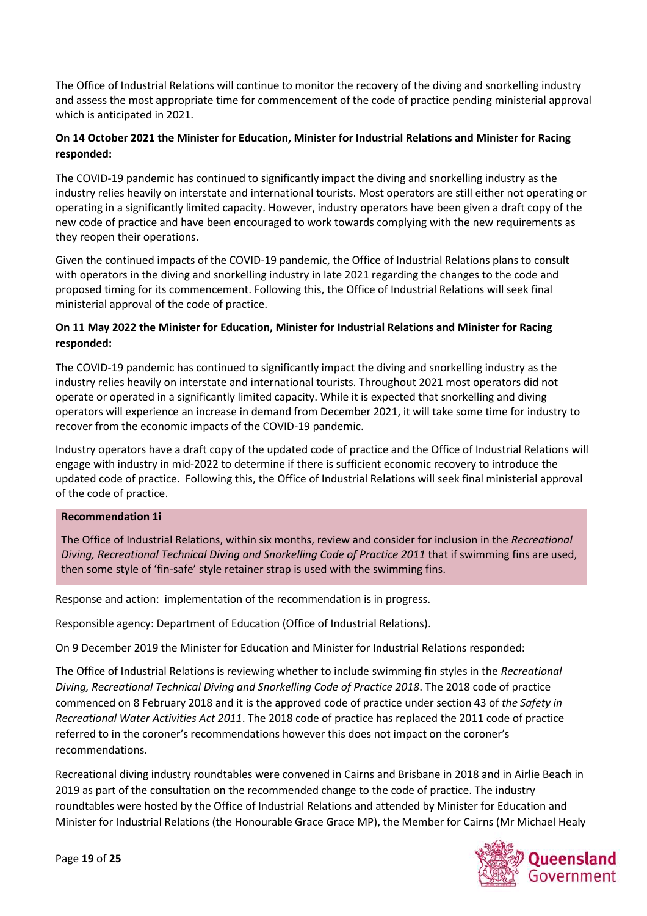The Office of Industrial Relations will continue to monitor the recovery of the diving and snorkelling industry and assess the most appropriate time for commencement of the code of practice pending ministerial approval which is anticipated in 2021.

**On 14 October 2021 the Minister for Education, Minister for Industrial Relations and Minister for Racing responded:**

The COVID-19 pandemic has continued to significantly impact the diving and snorkelling industry as the industry relies heavily on interstate and international tourists. Most operators are still either not operating or operating in a significantly limited capacity. However, industry operators have been given a draft copy of the new code of practice and have been encouraged to work towards complying with the new requirements as they reopen their operations.

Given the continued impacts of the COVID-19 pandemic, the Office of Industrial Relations plans to consult with operators in the diving and snorkelling industry in late 2021 regarding the changes to the code and proposed timing for its commencement. Following this, the Office of Industrial Relations will seek final ministerial approval of the code of practice.

**On 11 May 2022 the Minister for Education, Minister for Industrial Relations and Minister for Racing responded:**

The COVID-19 pandemic has continued to significantly impact the diving and snorkelling industry as the industry relies heavily on interstate and international tourists. Throughout 2021 most operators did not operate or operated in a significantly limited capacity. While it is expected that snorkelling and diving operators will experience an increase in demand from December 2021, it will take some time for industry to recover from the economic impacts of the COVID-19 pandemic.

Industry operators have a draft copy of the updated code of practice and the Office of Industrial Relations will engage with industry in mid-2022 to determine if there is sufficient economic recovery to introduce the updated code of practice. Following this, the Office of Industrial Relations will seek final ministerial approval of the code of practice.

**Recommendation 1i**

The Office of Industrial Relations, within six months, review and consider for inclusion in the *Recreational Diving, Recreational Technical Diving and Snorkelling Code of Practice 2011* that if swimming fins are used, then some style of 'fin-safe' style retainer strap is used with the swimming fins.

Response and action: implementation of the recommendation is in progress.

Responsible agency: Department of Education (Office of Industrial Relations).

On 9 December 2019 the Minister for Education and Minister for Industrial Relations responded:

The Office of Industrial Relations is reviewing whether to include swimming fin styles in the *Recreational Diving, Recreational Technical Diving and Snorkelling Code of Practice 2018*. The 2018 code of practice commenced on 8 February 2018 and it is the approved code of practice under section 43 of *the Safety in Recreational Water Activities Act 2011*. The 2018 code of practice has replaced the 2011 code of practice referred to in the coroner's recommendations however this does not impact on the coroner's recommendations.

Recreational diving industry roundtables were convened in Cairns and Brisbane in 2018 and in Airlie Beach in 2019 as part of the consultation on the recommended change to the code of practice. The industry roundtables were hosted by the Office of Industrial Relations and attended by Minister for Education and Minister for Industrial Relations (the Honourable Grace Grace MP), the Member for Cairns (Mr Michael Healy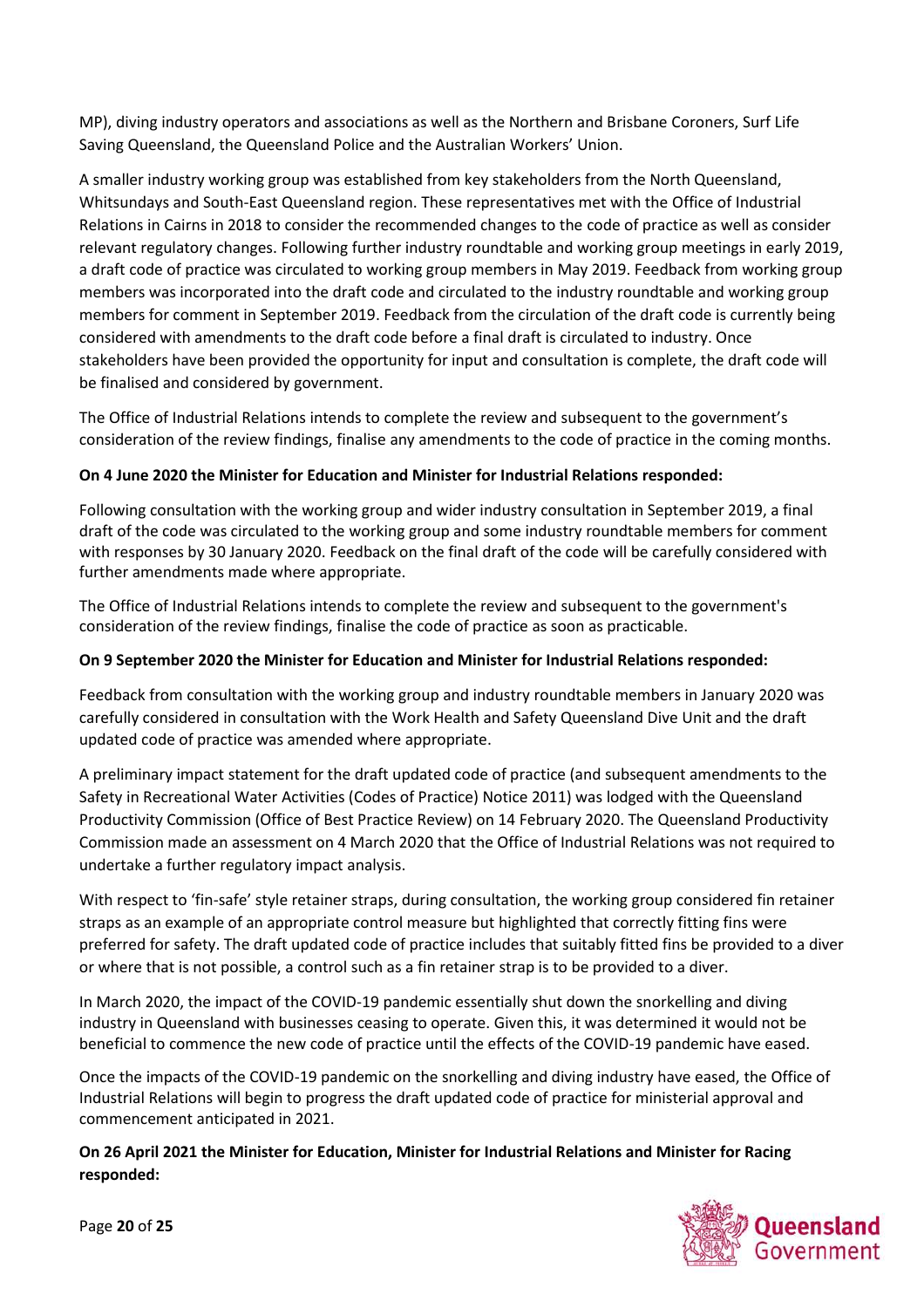MP), diving industry operators and associations as well as the Northern and Brisbane Coroners, Surf Life Saving Queensland, the Queensland Police and the Australian Workers' Union.

A smaller industry working group was established from key stakeholders from the North Queensland, Whitsundays and South-East Queensland region. These representatives met with the Office of Industrial Relations in Cairns in 2018 to consider the recommended changes to the code of practice as well as consider relevant regulatory changes. Following further industry roundtable and working group meetings in early 2019, a draft code of practice was circulated to working group members in May 2019. Feedback from working group members was incorporated into the draft code and circulated to the industry roundtable and working group members for comment in September 2019. Feedback from the circulation of the draft code is currently being considered with amendments to the draft code before a final draft is circulated to industry. Once stakeholders have been provided the opportunity for input and consultation is complete, the draft code will be finalised and considered by government.

The Office of Industrial Relations intends to complete the review and subsequent to the government's consideration of the review findings, finalise any amendments to the code of practice in the coming months.

**On 4 June 2020 the Minister for Education and Minister for Industrial Relations responded:**

Following consultation with the working group and wider industry consultation in September 2019, a final draft of the code was circulated to the working group and some industry roundtable members for comment with responses by 30 January 2020. Feedback on the final draft of the code will be carefully considered with further amendments made where appropriate.

The Office of Industrial Relations intends to complete the review and subsequent to the government's consideration of the review findings, finalise the code of practice as soon as practicable.

**On 9 September 2020 the Minister for Education and Minister for Industrial Relations responded:**

Feedback from consultation with the working group and industry roundtable members in January 2020 was carefully considered in consultation with the Work Health and Safety Queensland Dive Unit and the draft updated code of practice was amended where appropriate.

A preliminary impact statement for the draft updated code of practice (and subsequent amendments to the Safety in Recreational Water Activities (Codes of Practice) Notice 2011) was lodged with the Queensland Productivity Commission (Office of Best Practice Review) on 14 February 2020. The Queensland Productivity Commission made an assessment on 4 March 2020 that the Office of Industrial Relations was not required to undertake a further regulatory impact analysis.

With respect to 'fin-safe' style retainer straps, during consultation, the working group considered fin retainer straps as an example of an appropriate control measure but highlighted that correctly fitting fins were preferred for safety. The draft updated code of practice includes that suitably fitted fins be provided to a diver or where that is not possible, a control such as a fin retainer strap is to be provided to a diver.

In March 2020, the impact of the COVID-19 pandemic essentially shut down the snorkelling and diving industry in Queensland with businesses ceasing to operate. Given this, it was determined it would not be beneficial to commence the new code of practice until the effects of the COVID-19 pandemic have eased.

Once the impacts of the COVID-19 pandemic on the snorkelling and diving industry have eased, the Office of Industrial Relations will begin to progress the draft updated code of practice for ministerial approval and commencement anticipated in 2021.

**On 26 April 2021 the Minister for Education, Minister for Industrial Relations and Minister for Racing responded:**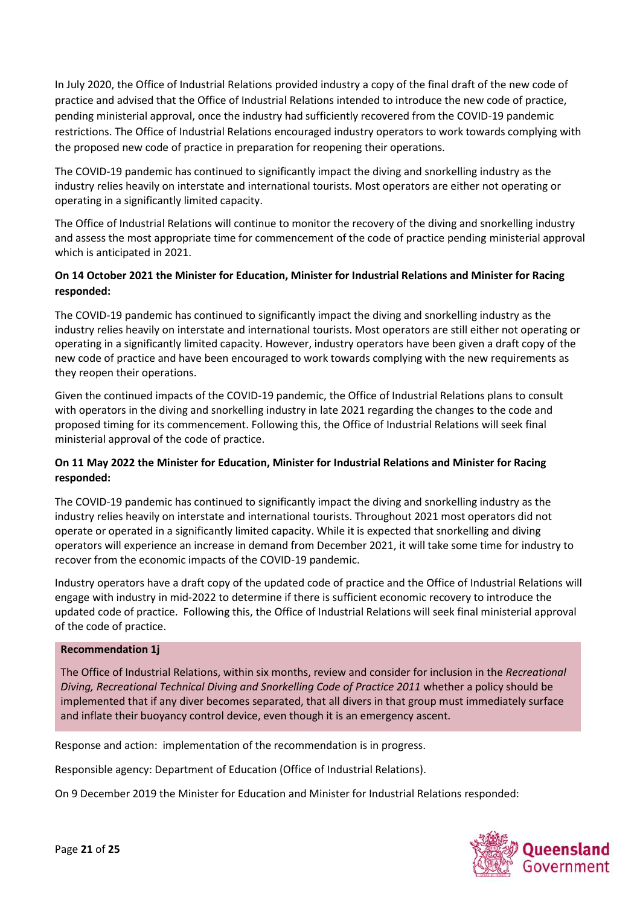In July 2020, the Office of Industrial Relations provided industry a copy of the final draft of the new code of practice and advised that the Office of Industrial Relations intended to introduce the new code of practice, pending ministerial approval, once the industry had sufficiently recovered from the COVID-19 pandemic restrictions. The Office of Industrial Relations encouraged industry operators to work towards complying with the proposed new code of practice in preparation for reopening their operations.

The COVID-19 pandemic has continued to significantly impact the diving and snorkelling industry as the industry relies heavily on interstate and international tourists. Most operators are either not operating or operating in a significantly limited capacity.

The Office of Industrial Relations will continue to monitor the recovery of the diving and snorkelling industry and assess the most appropriate time for commencement of the code of practice pending ministerial approval which is anticipated in 2021.

**On 14 October 2021 the Minister for Education, Minister for Industrial Relations and Minister for Racing responded:**

The COVID-19 pandemic has continued to significantly impact the diving and snorkelling industry as the industry relies heavily on interstate and international tourists. Most operators are still either not operating or operating in a significantly limited capacity. However, industry operators have been given a draft copy of the new code of practice and have been encouraged to work towards complying with the new requirements as they reopen their operations.

Given the continued impacts of the COVID-19 pandemic, the Office of Industrial Relations plans to consult with operators in the diving and snorkelling industry in late 2021 regarding the changes to the code and proposed timing for its commencement. Following this, the Office of Industrial Relations will seek final ministerial approval of the code of practice.

**On 11 May 2022 the Minister for Education, Minister for Industrial Relations and Minister for Racing responded:**

The COVID-19 pandemic has continued to significantly impact the diving and snorkelling industry as the industry relies heavily on interstate and international tourists. Throughout 2021 most operators did not operate or operated in a significantly limited capacity. While it is expected that snorkelling and diving operators will experience an increase in demand from December 2021, it will take some time for industry to recover from the economic impacts of the COVID-19 pandemic.

Industry operators have a draft copy of the updated code of practice and the Office of Industrial Relations will engage with industry in mid-2022 to determine if there is sufficient economic recovery to introduce the updated code of practice. Following this, the Office of Industrial Relations will seek final ministerial approval of the code of practice.

**Recommendation 1j**

The Office of Industrial Relations, within six months, review and consider for inclusion in the *Recreational Diving, Recreational Technical Diving and Snorkelling Code of Practice 2011* whether a policy should be implemented that if any diver becomes separated, that all divers in that group must immediately surface and inflate their buoyancy control device, even though it is an emergency ascent.

Response and action: implementation of the recommendation is in progress.

Responsible agency: Department of Education (Office of Industrial Relations).

On 9 December 2019 the Minister for Education and Minister for Industrial Relations responded: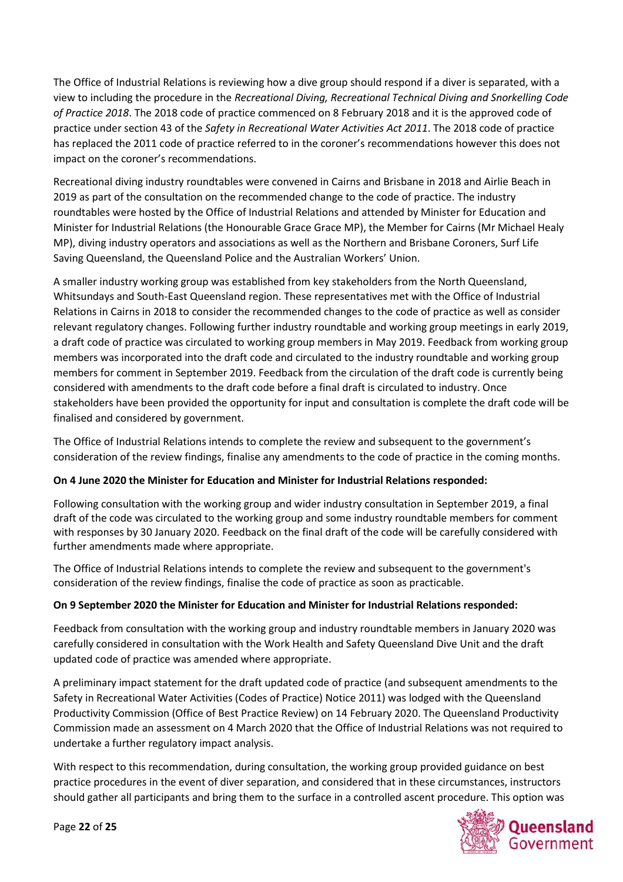The Office of Industrial Relations is reviewing how a dive group should respond if a diver is separated, with a view to including the procedure in the *Recreational Diving, Recreational Technical Diving and Snorkelling Code of Practice 2018*. The 2018 code of practice commenced on 8 February 2018 and it is the approved code of practice under section 43 of the *Safety in Recreational Water Activities Act 2011*. The 2018 code of practice has replaced the 2011 code of practice referred to in the coroner's recommendations however this does not impact on the coroner's recommendations.

Recreational diving industry roundtables were convened in Cairns and Brisbane in 2018 and Airlie Beach in 2019 as part of the consultation on the recommended change to the code of practice. The industry roundtables were hosted by the Office of Industrial Relations and attended by Minister for Education and Minister for Industrial Relations (the Honourable Grace Grace MP), the Member for Cairns (Mr Michael Healy MP), diving industry operators and associations as well as the Northern and Brisbane Coroners, Surf Life Saving Queensland, the Queensland Police and the Australian Workers' Union.

A smaller industry working group was established from key stakeholders from the North Queensland, Whitsundays and South-East Queensland region. These representatives met with the Office of Industrial Relations in Cairns in 2018 to consider the recommended changes to the code of practice as well as consider relevant regulatory changes. Following further industry roundtable and working group meetings in early 2019, a draft code of practice was circulated to working group members in May 2019. Feedback from working group members was incorporated into the draft code and circulated to the industry roundtable and working group members for comment in September 2019. Feedback from the circulation of the draft code is currently being considered with amendments to the draft code before a final draft is circulated to industry. Once stakeholders have been provided the opportunity for input and consultation is complete the draft code will be finalised and considered by government.

The Office of Industrial Relations intends to complete the review and subsequent to the government's consideration of the review findings, finalise any amendments to the code of practice in the coming months.

**On 4 June 2020 the Minister for Education and Minister for Industrial Relations responded:**

Following consultation with the working group and wider industry consultation in September 2019, a final draft of the code was circulated to the working group and some industry roundtable members for comment with responses by 30 January 2020. Feedback on the final draft of the code will be carefully considered with further amendments made where appropriate.

The Office of Industrial Relations intends to complete the review and subsequent to the government's consideration of the review findings, finalise the code of practice as soon as practicable.

**On 9 September 2020 the Minister for Education and Minister for Industrial Relations responded:**

Feedback from consultation with the working group and industry roundtable members in January 2020 was carefully considered in consultation with the Work Health and Safety Queensland Dive Unit and the draft updated code of practice was amended where appropriate.

A preliminary impact statement for the draft updated code of practice (and subsequent amendments to the Safety in Recreational Water Activities (Codes of Practice) Notice 2011) was lodged with the Queensland Productivity Commission (Office of Best Practice Review) on 14 February 2020. The Queensland Productivity Commission made an assessment on 4 March 2020 that the Office of Industrial Relations was not required to undertake a further regulatory impact analysis.

With respect to this recommendation, during consultation, the working group provided guidance on best practice procedures in the event of diver separation, and considered that in these circumstances, instructors should gather all participants and bring them to the surface in a controlled ascent procedure. This option was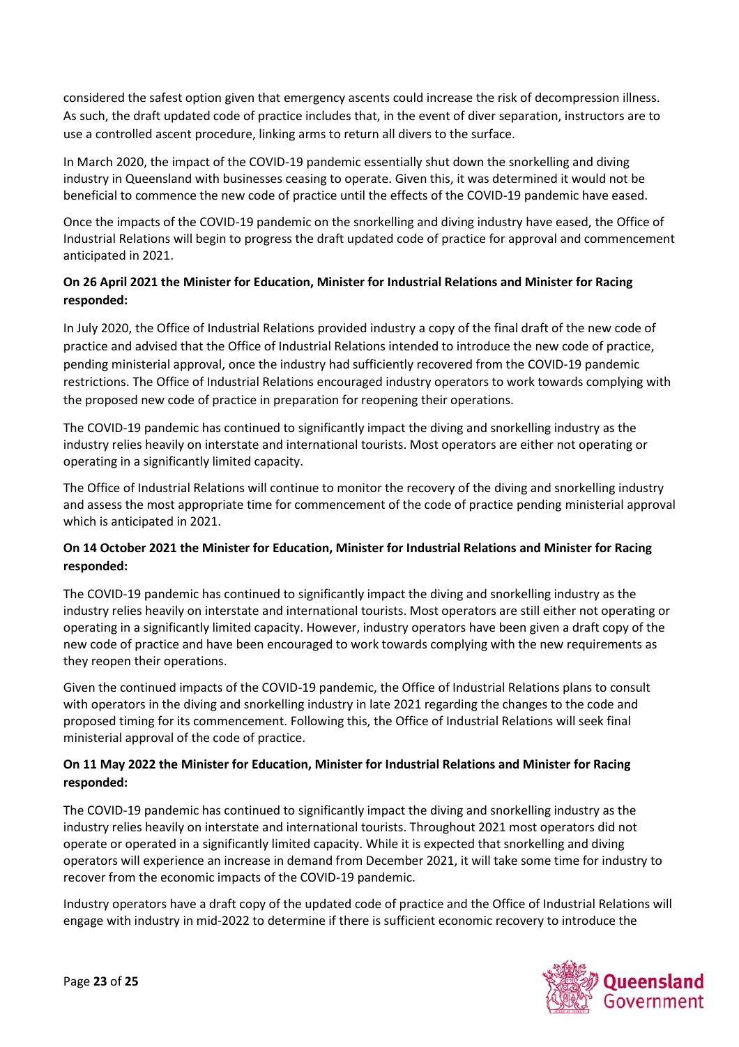considered the safest option given that emergency ascents could increase the risk of decompression illness. As such, the draft updated code of practice includes that, in the event of diver separation, instructors are to use a controlled ascent procedure, linking arms to return all divers to the surface.

In March 2020, the impact of the COVID-19 pandemic essentially shut down the snorkelling and diving industry in Queensland with businesses ceasing to operate. Given this, it was determined it would not be beneficial to commence the new code of practice until the effects of the COVID-19 pandemic have eased.

Once the impacts of the COVID-19 pandemic on the snorkelling and diving industry have eased, the Office of Industrial Relations will begin to progress the draft updated code of practice for approval and commencement anticipated in 2021.

**On 26 April 2021 the Minister for Education, Minister for Industrial Relations and Minister for Racing responded:**

In July 2020, the Office of Industrial Relations provided industry a copy of the final draft of the new code of practice and advised that the Office of Industrial Relations intended to introduce the new code of practice, pending ministerial approval, once the industry had sufficiently recovered from the COVID-19 pandemic restrictions. The Office of Industrial Relations encouraged industry operators to work towards complying with the proposed new code of practice in preparation for reopening their operations.

The COVID-19 pandemic has continued to significantly impact the diving and snorkelling industry as the industry relies heavily on interstate and international tourists. Most operators are either not operating or operating in a significantly limited capacity.

The Office of Industrial Relations will continue to monitor the recovery of the diving and snorkelling industry and assess the most appropriate time for commencement of the code of practice pending ministerial approval which is anticipated in 2021.

**On 14 October 2021 the Minister for Education, Minister for Industrial Relations and Minister for Racing responded:**

The COVID-19 pandemic has continued to significantly impact the diving and snorkelling industry as the industry relies heavily on interstate and international tourists. Most operators are still either not operating or operating in a significantly limited capacity. However, industry operators have been given a draft copy of the new code of practice and have been encouraged to work towards complying with the new requirements as they reopen their operations.

Given the continued impacts of the COVID-19 pandemic, the Office of Industrial Relations plans to consult with operators in the diving and snorkelling industry in late 2021 regarding the changes to the code and proposed timing for its commencement. Following this, the Office of Industrial Relations will seek final ministerial approval of the code of practice.

**On 11 May 2022 the Minister for Education, Minister for Industrial Relations and Minister for Racing responded:**

The COVID-19 pandemic has continued to significantly impact the diving and snorkelling industry as the industry relies heavily on interstate and international tourists. Throughout 2021 most operators did not operate or operated in a significantly limited capacity. While it is expected that snorkelling and diving operators will experience an increase in demand from December 2021, it will take some time for industry to recover from the economic impacts of the COVID-19 pandemic.

Industry operators have a draft copy of the updated code of practice and the Office of Industrial Relations will engage with industry in mid-2022 to determine if there is sufficient economic recovery to introduce the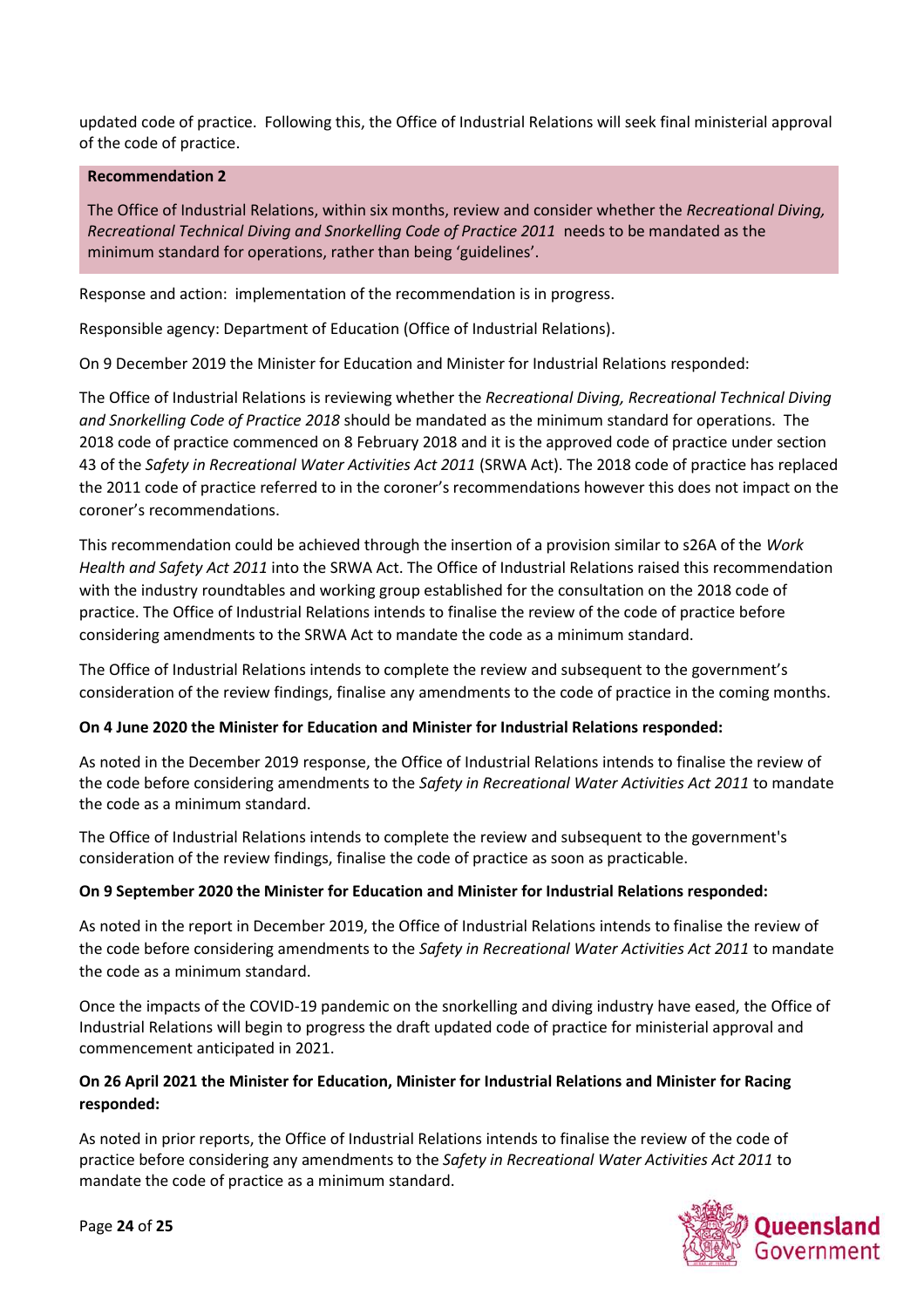updated code of practice. Following this, the Office of Industrial Relations will seek final ministerial approval of the code of practice.

**Recommendation 2**

The Office of Industrial Relations, within six months, review and consider whether the *Recreational Diving, Recreational Technical Diving and Snorkelling Code of Practice 2011* needs to be mandated as the minimum standard for operations, rather than being 'guidelines'.

Response and action: implementation of the recommendation is in progress.

Responsible agency: Department of Education (Office of Industrial Relations).

On 9 December 2019 the Minister for Education and Minister for Industrial Relations responded:

The Office of Industrial Relations is reviewing whether the *Recreational Diving, Recreational Technical Diving and Snorkelling Code of Practice 2018* should be mandated as the minimum standard for operations. The 2018 code of practice commenced on 8 February 2018 and it is the approved code of practice under section 43 of the *Safety in Recreational Water Activities Act 2011* (SRWA Act). The 2018 code of practice has replaced the 2011 code of practice referred to in the coroner's recommendations however this does not impact on the coroner's recommendations.

This recommendation could be achieved through the insertion of a provision similar to s26A of the *Work Health and Safety Act 2011* into the SRWA Act. The Office of Industrial Relations raised this recommendation with the industry roundtables and working group established for the consultation on the 2018 code of practice. The Office of Industrial Relations intends to finalise the review of the code of practice before considering amendments to the SRWA Act to mandate the code as a minimum standard.

The Office of Industrial Relations intends to complete the review and subsequent to the government's consideration of the review findings, finalise any amendments to the code of practice in the coming months.

**On 4 June 2020 the Minister for Education and Minister for Industrial Relations responded:**

As noted in the December 2019 response, the Office of Industrial Relations intends to finalise the review of the code before considering amendments to the *Safety in Recreational Water Activities Act 2011* to mandate the code as a minimum standard.

The Office of Industrial Relations intends to complete the review and subsequent to the government's consideration of the review findings, finalise the code of practice as soon as practicable.

**On 9 September 2020 the Minister for Education and Minister for Industrial Relations responded:**

As noted in the report in December 2019, the Office of Industrial Relations intends to finalise the review of the code before considering amendments to the *Safety in Recreational Water Activities Act 2011* to mandate the code as a minimum standard.

Once the impacts of the COVID-19 pandemic on the snorkelling and diving industry have eased, the Office of Industrial Relations will begin to progress the draft updated code of practice for ministerial approval and commencement anticipated in 2021.

**On 26 April 2021 the Minister for Education, Minister for Industrial Relations and Minister for Racing responded:**

As noted in prior reports, the Office of Industrial Relations intends to finalise the review of the code of practice before considering any amendments to the *Safety in Recreational Water Activities Act 2011* to mandate the code of practice as a minimum standard.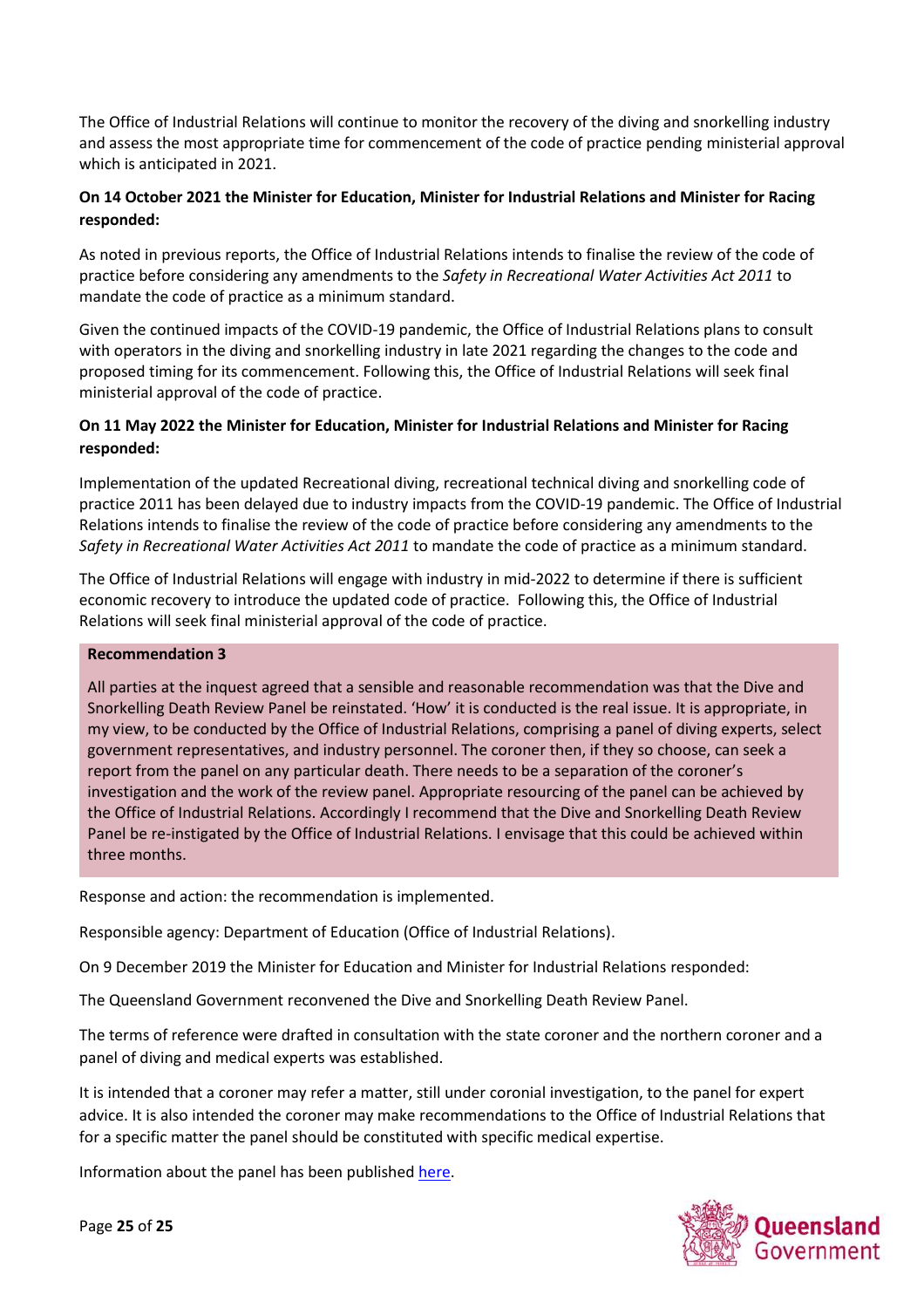The Office of Industrial Relations will continue to monitor the recovery of the diving and snorkelling industry and assess the most appropriate time for commencement of the code of practice pending ministerial approval which is anticipated in 2021.

**On 14 October 2021 the Minister for Education, Minister for Industrial Relations and Minister for Racing responded:**

As noted in previous reports, the Office of Industrial Relations intends to finalise the review of the code of practice before considering any amendments to the *Safety in Recreational Water Activities Act 2011* to mandate the code of practice as a minimum standard.

Given the continued impacts of the COVID-19 pandemic, the Office of Industrial Relations plans to consult with operators in the diving and snorkelling industry in late 2021 regarding the changes to the code and proposed timing for its commencement. Following this, the Office of Industrial Relations will seek final ministerial approval of the code of practice.

**On 11 May 2022 the Minister for Education, Minister for Industrial Relations and Minister for Racing responded:**

Implementation of the updated Recreational diving, recreational technical diving and snorkelling code of practice 2011 has been delayed due to industry impacts from the COVID-19 pandemic. The Office of Industrial Relations intends to finalise the review of the code of practice before considering any amendments to the *Safety in Recreational Water Activities Act 2011* to mandate the code of practice as a minimum standard.

The Office of Industrial Relations will engage with industry in mid-2022 to determine if there is sufficient economic recovery to introduce the updated code of practice. Following this, the Office of Industrial Relations will seek final ministerial approval of the code of practice.

**Recommendation 3**

All parties at the inquest agreed that a sensible and reasonable recommendation was that the Dive and Snorkelling Death Review Panel be reinstated. 'How' it is conducted is the real issue. It is appropriate, in my view, to be conducted by the Office of Industrial Relations, comprising a panel of diving experts, select government representatives, and industry personnel. The coroner then, if they so choose, can seek a report from the panel on any particular death. There needs to be a separation of the coroner's investigation and the work of the review panel. Appropriate resourcing of the panel can be achieved by the Office of Industrial Relations. Accordingly I recommend that the Dive and Snorkelling Death Review Panel be re-instigated by the Office of Industrial Relations. I envisage that this could be achieved within three months.

Response and action: the recommendation is implemented.

Responsible agency: Department of Education (Office of Industrial Relations).

On 9 December 2019 the Minister for Education and Minister for Industrial Relations responded:

The Queensland Government reconvened the Dive and Snorkelling Death Review Panel.

The terms of reference were drafted in consultation with the state coroner and the northern coroner and a panel of diving and medical experts was established.

It is intended that a coroner may refer a matter, still under coronial investigation, to the panel for expert advice. It is also intended the coroner may make recommendations to the Office of Industrial Relations that for a specific matter the panel should be constituted with specific medical expertise.

Information about the panel has been published here.